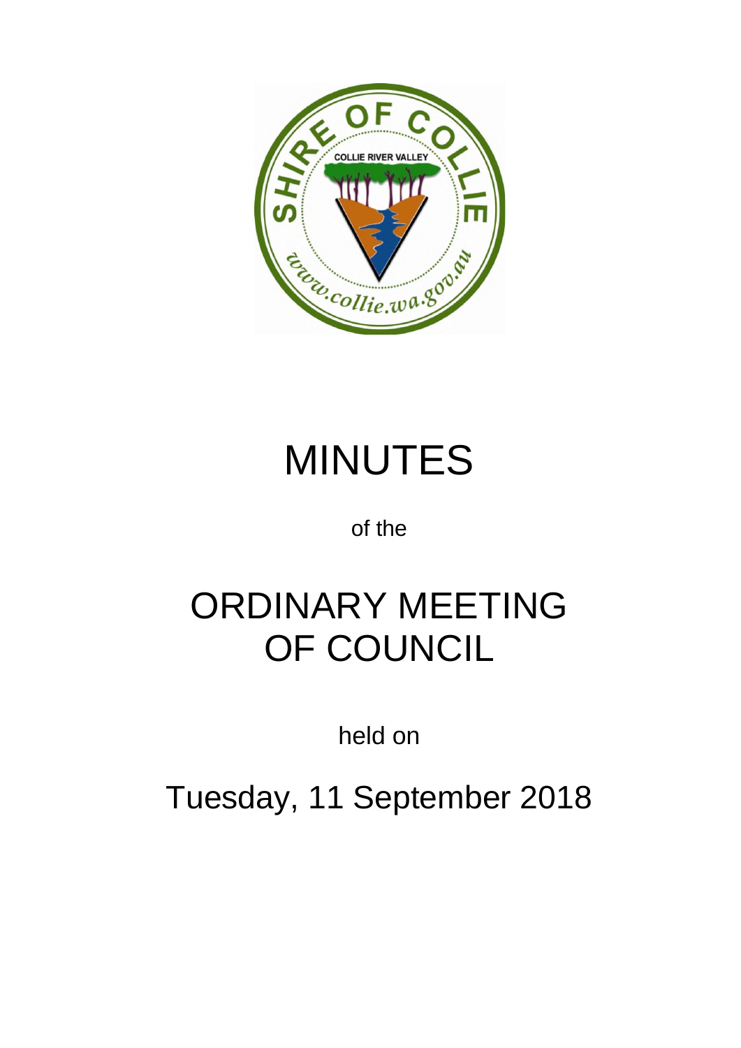# MINUTES

of the

# ORDINARY MEETING OF COUNCIL

held on

Tuesday, 11 September 2018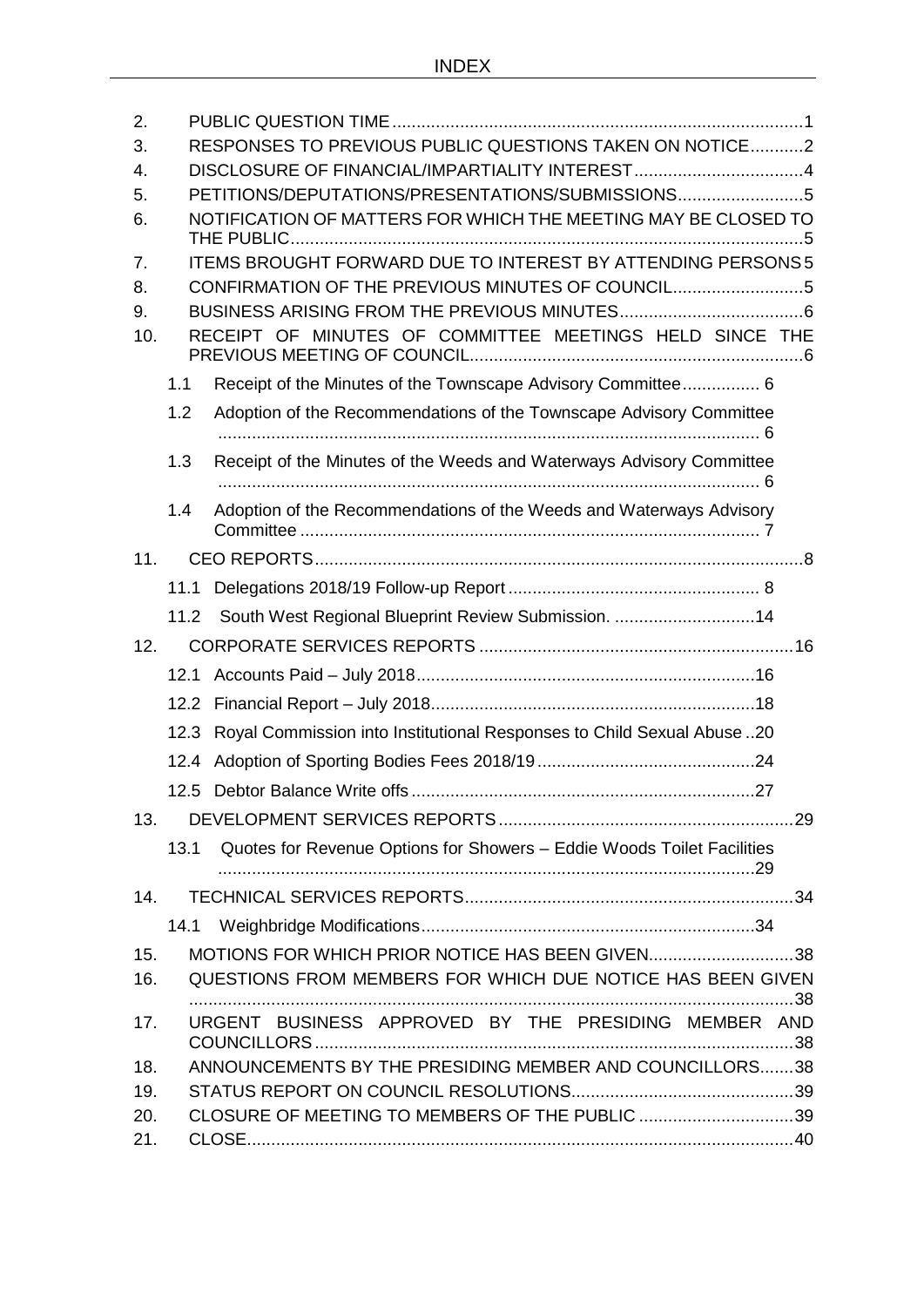# INDEX

2. PUBLIC QUESTION TIME ..... 1
3. RESPONSES TO PREVIOUS PUBLIC QUESTIONS TAKEN ON NOTICE ..... 2
4. DISCLOSURE OF FINANCIAL/IMPARTIALITY INTEREST ..... 4
5. PETITIONS/DEPUTATIONS/PRESENTATIONS/SUBMISSIONS ..... 5
6. NOTIFICATION OF MATTERS FOR WHICH THE MEETING MAY BE CLOSED TO THE PUBLIC ..... 5
7. ITEMS BROUGHT FORWARD DUE TO INTEREST BY ATTENDING PERSONS ..... 5
8. CONFIRMATION OF THE PREVIOUS MINUTES OF COUNCIL ..... 5
9. BUSINESS ARISING FROM THE PREVIOUS MINUTES ..... 6
10. RECEIPT OF MINUTES OF COMMITTEE MEETINGS HELD SINCE THE PREVIOUS MEETING OF COUNCIL ..... 6
    - 1.1 Receipt of the Minutes of the Townscape Advisory Committee ..... 6
    - 1.2 Adoption of the Recommendations of the Townscape Advisory Committee ..... 6
    - 1.3 Receipt of the Minutes of the Weeds and Waterways Advisory Committee ..... 6
    - 1.4 Adoption of the Recommendations of the Weeds and Waterways Advisory Committee ..... 7
11. CEO REPORTS ..... 8
    - 11.1 Delegations 2018/19 Follow-up Report ..... 8
    - 11.2 South West Regional Blueprint Review Submission. ..... 14
12. CORPORATE SERVICES REPORTS ..... 16
    - 12.1 Accounts Paid – July 2018 ..... 16
    - 12.2 Financial Report – July 2018 ..... 18
    - 12.3 Royal Commission into Institutional Responses to Child Sexual Abuse ..... 20
    - 12.4 Adoption of Sporting Bodies Fees 2018/19 ..... 24
    - 12.5 Debtor Balance Write offs ..... 27
13. DEVELOPMENT SERVICES REPORTS ..... 29
    - 13.1 Quotes for Revenue Options for Showers – Eddie Woods Toilet Facilities ..... 29
14. TECHNICAL SERVICES REPORTS ..... 34
    - 14.1 Weighbridge Modifications ..... 34
15. MOTIONS FOR WHICH PRIOR NOTICE HAS BEEN GIVEN ..... 38
16. QUESTIONS FROM MEMBERS FOR WHICH DUE NOTICE HAS BEEN GIVEN ..... 38
17. URGENT BUSINESS APPROVED BY THE PRESIDING MEMBER AND COUNCILLORS ..... 38
18. ANNOUNCEMENTS BY THE PRESIDING MEMBER AND COUNCILLORS ..... 38
19. STATUS REPORT ON COUNCIL RESOLUTIONS ..... 39
20. CLOSURE OF MEETING TO MEMBERS OF THE PUBLIC ..... 39
21. CLOSE ..... 40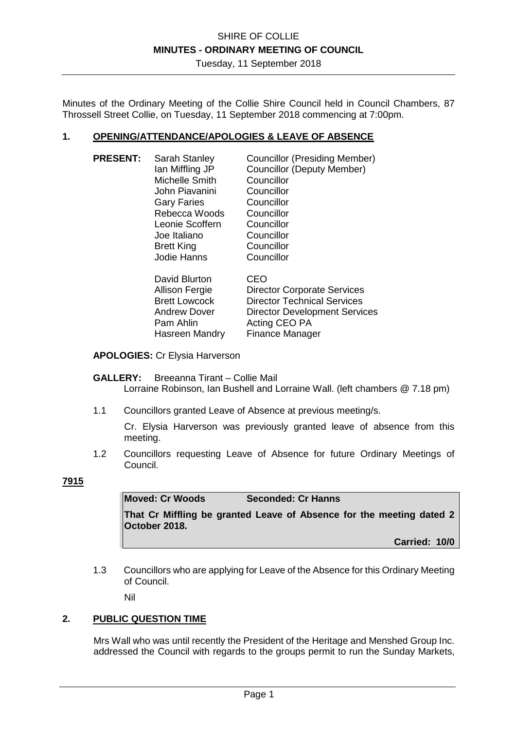Minutes of the Ordinary Meeting of the Collie Shire Council held in Council Chambers, 87 Throssell Street Collie, on Tuesday, 11 September 2018 commencing at 7:00pm.

## 1. OPENING/ATTENDANCE/APOLOGIES & LEAVE OF ABSENCE

| | | |
|---|---|---|
| **PRESENT:** | Sarah Stanley | Councillor (Presiding Member) |
| | Ian Miffling JP | Councillor (Deputy Member) |
| | Michelle Smith | Councillor |
| | John Piavanini | Councillor |
| | Gary Faries | Councillor |
| | Rebecca Woods | Councillor |
| | Leonie Scoffern | Councillor |
| | Joe Italiano | Councillor |
| | Brett King | Councillor |
| | Jodie Hanns | Councillor |
| | David Blurton | CEO |
| | Allison Fergie | Director Corporate Services |
| | Brett Lowcock | Director Technical Services |
| | Andrew Dover | Director Development Services |
| | Pam Ahlin | Acting CEO PA |
| | Hasreen Mandry | Finance Manager |

**APOLOGIES:** Cr Elysia Harverson

**GALLERY:** Breeanna Tirant – Collie Mail
Lorraine Robinson, Ian Bushell and Lorraine Wall. (left chambers @ 7.18 pm)

1.1 Councillors granted Leave of Absence at previous meeting/s.

Cr. Elysia Harverson was previously granted leave of absence from this meeting.

1.2 Councillors requesting Leave of Absence for future Ordinary Meetings of Council.

**7915**

**Moved: Cr Woods** **Seconded: Cr Hanns**

**That Cr Miffling be granted Leave of Absence for the meeting dated 2 October 2018.**

**Carried: 10/0**

1.3 Councillors who are applying for Leave of the Absence for this Ordinary Meeting of Council.

Nil

## 2. PUBLIC QUESTION TIME

Mrs Wall who was until recently the President of the Heritage and Menshed Group Inc. addressed the Council with regards to the groups permit to run the Sunday Markets,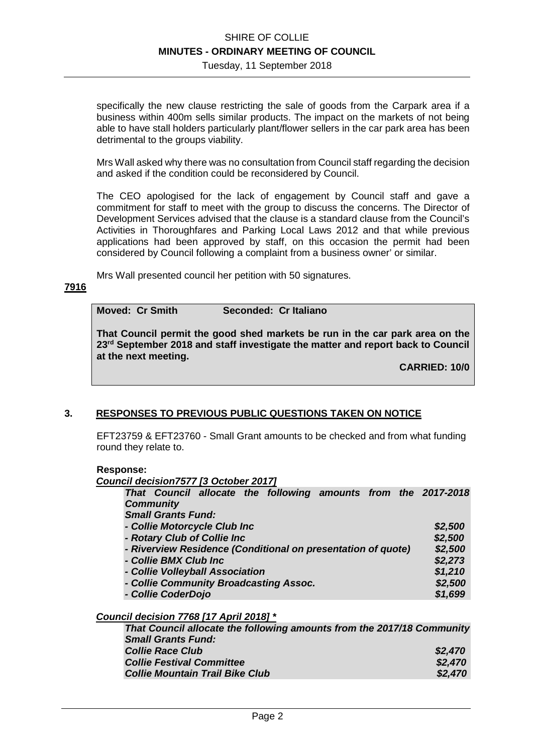specifically the new clause restricting the sale of goods from the Carpark area if a business within 400m sells similar products. The impact on the markets of not being able to have stall holders particularly plant/flower sellers in the car park area has been detrimental to the groups viability.

Mrs Wall asked why there was no consultation from Council staff regarding the decision and asked if the condition could be reconsidered by Council.

The CEO apologised for the lack of engagement by Council staff and gave a commitment for staff to meet with the group to discuss the concerns. The Director of Development Services advised that the clause is a standard clause from the Council's Activities in Thoroughfares and Parking Local Laws 2012 and that while previous applications had been approved by staff, on this occasion the permit had been considered by Council following a complaint from a business owner' or similar.

Mrs Wall presented council her petition with 50 signatures.

**7916**

**Moved: Cr Smith Seconded: Cr Italiano**

**That Council permit the good shed markets be run in the car park area on the 23rd September 2018 and staff investigate the matter and report back to Council at the next meeting.**

**CARRIED: 10/0**

## 3. RESPONSES TO PREVIOUS PUBLIC QUESTIONS TAKEN ON NOTICE

EFT23759 & EFT23760 - Small Grant amounts to be checked and from what funding round they relate to.

**Response:**

***Council decision7577 [3 October 2017]***

***That Council allocate the following amounts from the 2017-2018 Community Small Grants Fund:***

| | |
|---|---|
| ***- Collie Motorcycle Club Inc*** | ***$2,500*** |
| ***- Rotary Club of Collie Inc*** | ***$2,500*** |
| ***- Riverview Residence (Conditional on presentation of quote)*** | ***$2,500*** |
| ***- Collie BMX Club Inc*** | ***$2,273*** |
| ***- Collie Volleyball Association*** | ***$1,210*** |
| ***- Collie Community Broadcasting Assoc.*** | ***$2,500*** |
| ***- Collie CoderDojo*** | ***$1,699*** |

***Council decision 7768 [17 April 2018] \****

***That Council allocate the following amounts from the 2017/18 Community Small Grants Fund:***

| | |
|---|---|
| ***Collie Race Club*** | ***$2,470*** |
| ***Collie Festival Committee*** | ***$2,470*** |
| ***Collie Mountain Trail Bike Club*** | ***$2,470*** |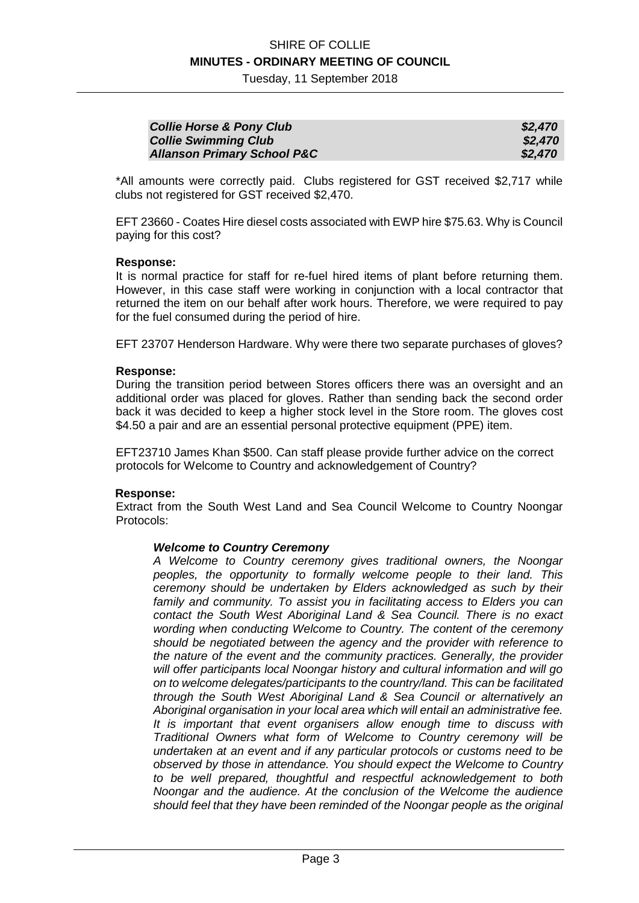| | |
|---|---|
| ***Collie Horse & Pony Club*** | ***$2,470*** |
| ***Collie Swimming Club*** | ***$2,470*** |
| ***Allanson Primary School P&C*** | ***$2,470*** |

*All amounts were correctly paid. Clubs registered for GST received $2,717 while clubs not registered for GST received $2,470.

EFT 23660 - Coates Hire diesel costs associated with EWP hire $75.63. Why is Council paying for this cost?

**Response:**
It is normal practice for staff for re-fuel hired items of plant before returning them. However, in this case staff were working in conjunction with a local contractor that returned the item on our behalf after work hours. Therefore, we were required to pay for the fuel consumed during the period of hire.

EFT 23707 Henderson Hardware. Why were there two separate purchases of gloves?

**Response:**
During the transition period between Stores officers there was an oversight and an additional order was placed for gloves. Rather than sending back the second order back it was decided to keep a higher stock level in the Store room. The gloves cost $4.50 a pair and are an essential personal protective equipment (PPE) item.

EFT23710 James Khan $500. Can staff please provide further advice on the correct protocols for Welcome to Country and acknowledgement of Country?

**Response:**
Extract from the South West Land and Sea Council Welcome to Country Noongar Protocols:

> ***Welcome to Country Ceremony***
> *A Welcome to Country ceremony gives traditional owners, the Noongar peoples, the opportunity to formally welcome people to their land. This ceremony should be undertaken by Elders acknowledged as such by their family and community. To assist you in facilitating access to Elders you can contact the South West Aboriginal Land & Sea Council. There is no exact wording when conducting Welcome to Country. The content of the ceremony should be negotiated between the agency and the provider with reference to the nature of the event and the community practices. Generally, the provider will offer participants local Noongar history and cultural information and will go on to welcome delegates/participants to the country/land. This can be facilitated through the South West Aboriginal Land & Sea Council or alternatively an Aboriginal organisation in your local area which will entail an administrative fee. It is important that event organisers allow enough time to discuss with Traditional Owners what form of Welcome to Country ceremony will be undertaken at an event and if any particular protocols or customs need to be observed by those in attendance. You should expect the Welcome to Country to be well prepared, thoughtful and respectful acknowledgement to both Noongar and the audience. At the conclusion of the Welcome the audience should feel that they have been reminded of the Noongar people as the original*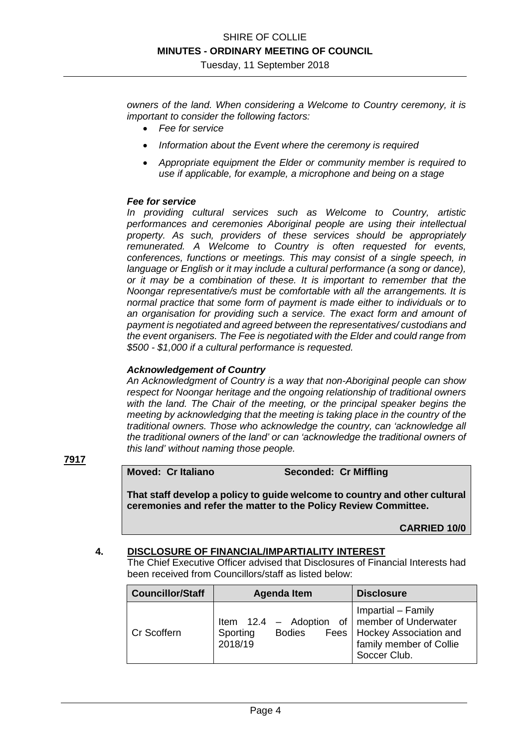*owners of the land. When considering a Welcome to Country ceremony, it is important to consider the following factors:*

- *Fee for service*
- *Information about the Event where the ceremony is required*
- *Appropriate equipment the Elder or community member is required to use if applicable, for example, a microphone and being on a stage*

***Fee for service***

*In providing cultural services such as Welcome to Country, artistic performances and ceremonies Aboriginal people are using their intellectual property. As such, providers of these services should be appropriately remunerated. A Welcome to Country is often requested for events, conferences, functions or meetings. This may consist of a single speech, in language or English or it may include a cultural performance (a song or dance), or it may be a combination of these. It is important to remember that the Noongar representative/s must be comfortable with all the arrangements. It is normal practice that some form of payment is made either to individuals or to an organisation for providing such a service. The exact form and amount of payment is negotiated and agreed between the representatives/ custodians and the event organisers. The Fee is negotiated with the Elder and could range from $500 - $1,000 if a cultural performance is requested.*

***Acknowledgement of Country***

*An Acknowledgment of Country is a way that non-Aboriginal people can show respect for Noongar heritage and the ongoing relationship of traditional owners with the land. The Chair of the meeting, or the principal speaker begins the meeting by acknowledging that the meeting is taking place in the country of the traditional owners. Those who acknowledge the country, can 'acknowledge all the traditional owners of the land' or can 'acknowledge the traditional owners of this land' without naming those people.*

**7917**

**Moved: Cr Italiano Seconded: Cr Miffling**

**That staff develop a policy to guide welcome to country and other cultural ceremonies and refer the matter to the Policy Review Committee.**

**CARRIED 10/0**

## 4. DISCLOSURE OF FINANCIAL/IMPARTIALITY INTEREST

The Chief Executive Officer advised that Disclosures of Financial Interests had been received from Councillors/staff as listed below:

| Councillor/Staff | Agenda Item | Disclosure |
|---|---|---|
| Cr Scoffern | Item 12.4 – Adoption of Sporting Bodies Fees 2018/19 | Impartial – Family member of Underwater Hockey Association and family member of Collie Soccer Club. |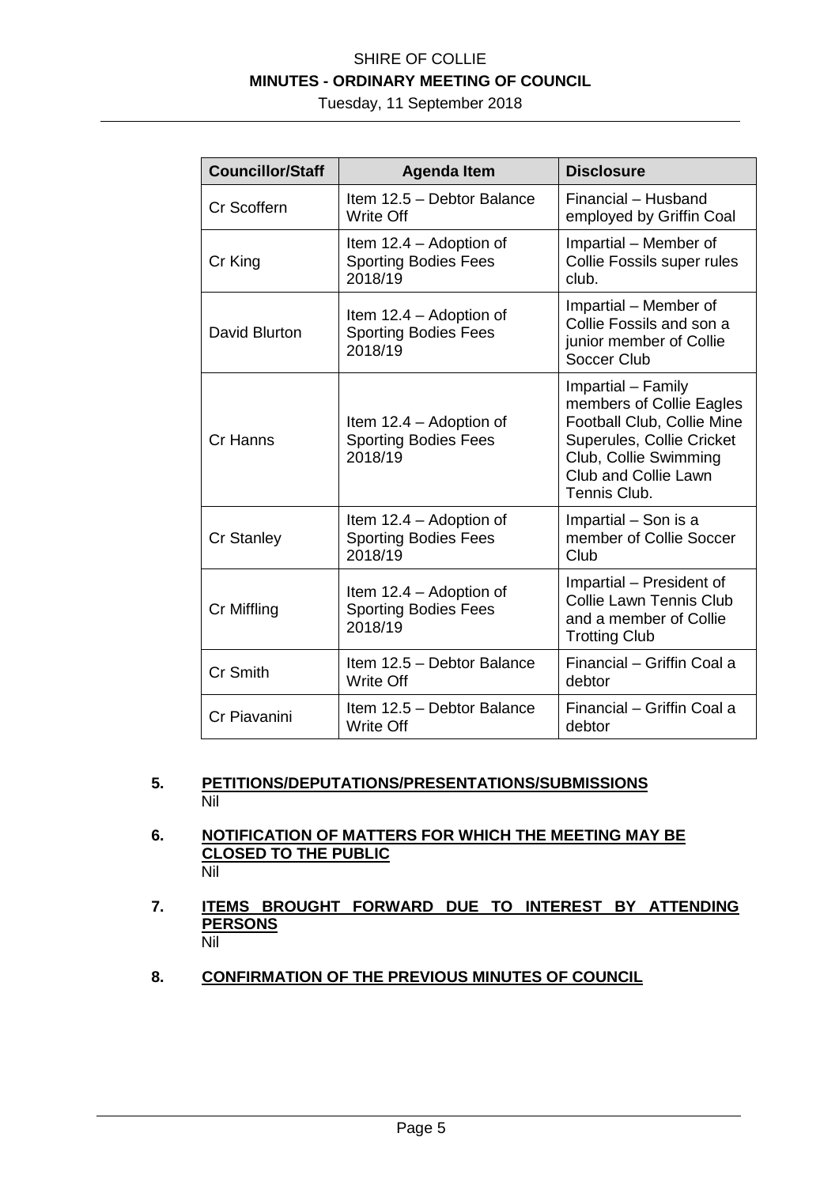| Councillor/Staff | Agenda Item | Disclosure |
| --- | --- | --- |
| Cr Scoffern | Item 12.5 – Debtor Balance Write Off | Financial – Husband employed by Griffin Coal |
| Cr King | Item 12.4 – Adoption of Sporting Bodies Fees 2018/19 | Impartial – Member of Collie Fossils super rules club. |
| David Blurton | Item 12.4 – Adoption of Sporting Bodies Fees 2018/19 | Impartial – Member of Collie Fossils and son a junior member of Collie Soccer Club |
| Cr Hanns | Item 12.4 – Adoption of Sporting Bodies Fees 2018/19 | Impartial – Family members of Collie Eagles Football Club, Collie Mine Superules, Collie Cricket Club, Collie Swimming Club and Collie Lawn Tennis Club. |
| Cr Stanley | Item 12.4 – Adoption of Sporting Bodies Fees 2018/19 | Impartial – Son is a member of Collie Soccer Club |
| Cr Miffling | Item 12.4 – Adoption of Sporting Bodies Fees 2018/19 | Impartial – President of Collie Lawn Tennis Club and a member of Collie Trotting Club |
| Cr Smith | Item 12.5 – Debtor Balance Write Off | Financial – Griffin Coal a debtor |
| Cr Piavanini | Item 12.5 – Debtor Balance Write Off | Financial – Griffin Coal a debtor |

## 5. PETITIONS/DEPUTATIONS/PRESENTATIONS/SUBMISSIONS

Nil

## 6. NOTIFICATION OF MATTERS FOR WHICH THE MEETING MAY BE CLOSED TO THE PUBLIC

Nil

## 7. ITEMS BROUGHT FORWARD DUE TO INTEREST BY ATTENDING PERSONS

Nil

## 8. CONFIRMATION OF THE PREVIOUS MINUTES OF COUNCIL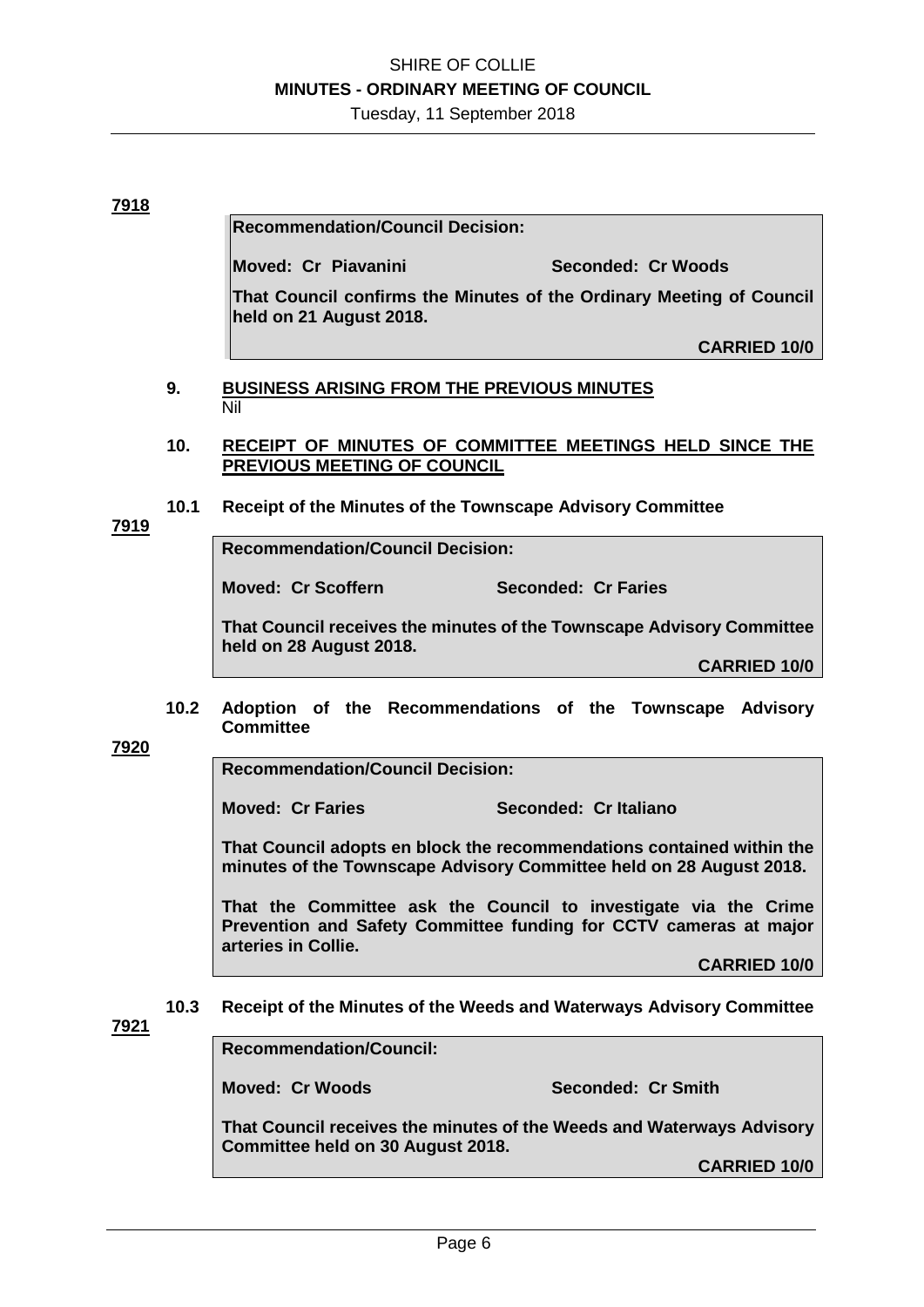**7918**

**Recommendation/Council Decision:**

**Moved: Cr Piavanini** **Seconded: Cr Woods**

**That Council confirms the Minutes of the Ordinary Meeting of Council held on 21 August 2018.**

**CARRIED 10/0**

## 9. BUSINESS ARISING FROM THE PREVIOUS MINUTES

Nil

## 10. RECEIPT OF MINUTES OF COMMITTEE MEETINGS HELD SINCE THE PREVIOUS MEETING OF COUNCIL

### 10.1 Receipt of the Minutes of the Townscape Advisory Committee

**7919**

**Recommendation/Council Decision:**

**Moved: Cr Scoffern** **Seconded: Cr Faries**

**That Council receives the minutes of the Townscape Advisory Committee held on 28 August 2018.**

**CARRIED 10/0**

### 10.2 Adoption of the Recommendations of the Townscape Advisory Committee

**7920**

**Recommendation/Council Decision:**

**Moved: Cr Faries** **Seconded: Cr Italiano**

**That Council adopts en block the recommendations contained within the minutes of the Townscape Advisory Committee held on 28 August 2018.**

**That the Committee ask the Council to investigate via the Crime Prevention and Safety Committee funding for CCTV cameras at major arteries in Collie.**

**CARRIED 10/0**

### 10.3 Receipt of the Minutes of the Weeds and Waterways Advisory Committee

**7921**

**Recommendation/Council:**

**Moved: Cr Woods** **Seconded: Cr Smith**

**That Council receives the minutes of the Weeds and Waterways Advisory Committee held on 30 August 2018.**

**CARRIED 10/0**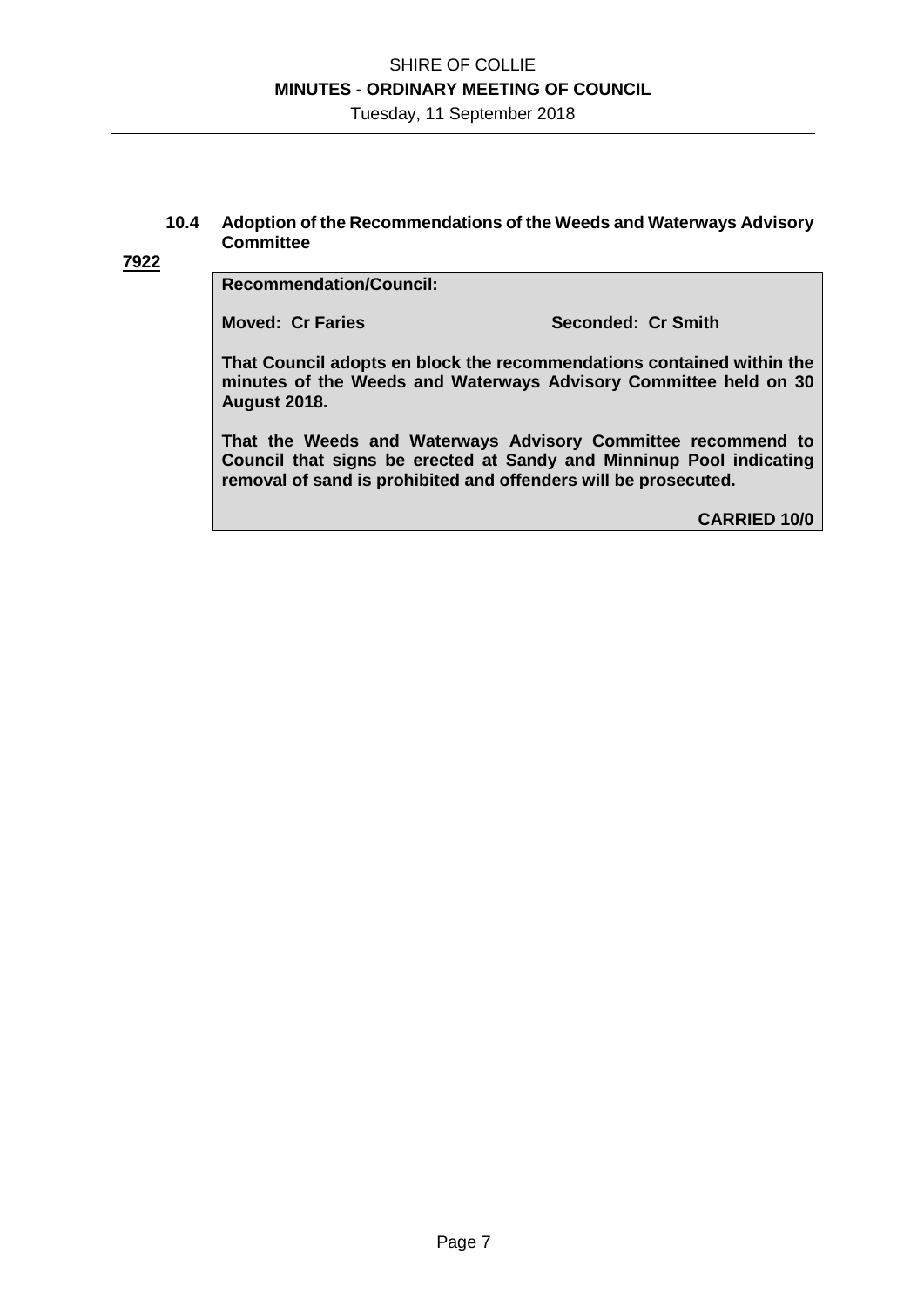### 10.4 Adoption of the Recommendations of the Weeds and Waterways Advisory Committee

**7922**

**Recommendation/Council:**

**Moved: Cr Faries** **Seconded: Cr Smith**

**That Council adopts en block the recommendations contained within the minutes of the Weeds and Waterways Advisory Committee held on 30 August 2018.**

**That the Weeds and Waterways Advisory Committee recommend to Council that signs be erected at Sandy and Minninup Pool indicating removal of sand is prohibited and offenders will be prosecuted.**

**CARRIED 10/0**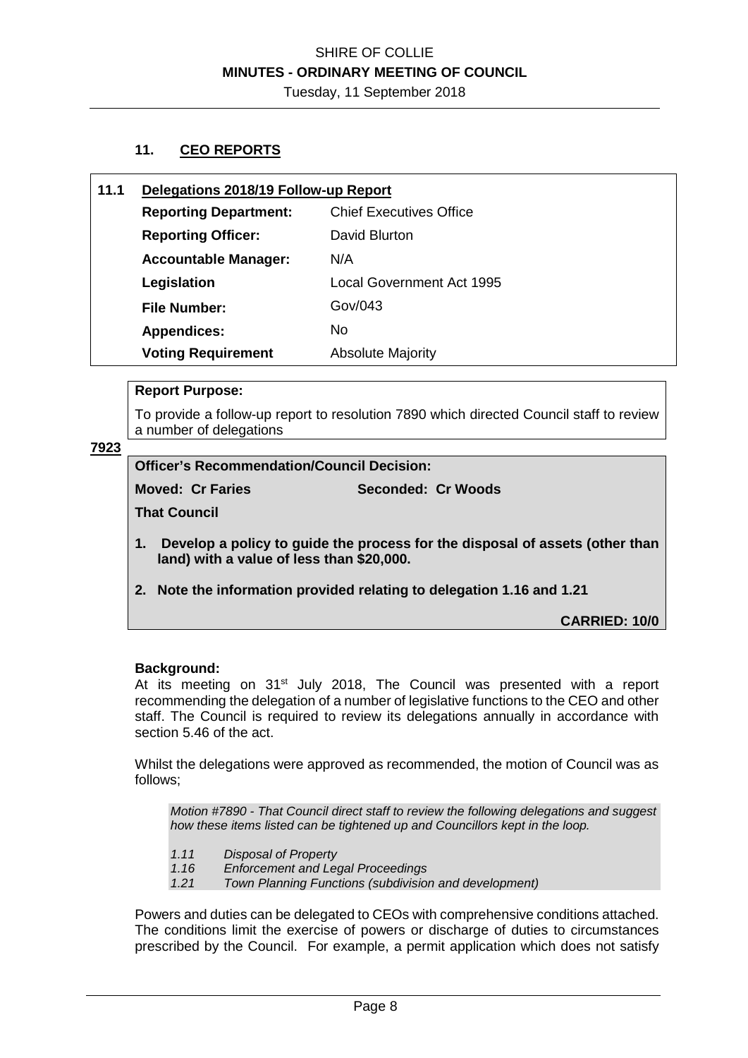## 11. CEO REPORTS

| **11.1** | **Delegations 2018/19 Follow-up Report** | |
|---|---|---|
| | **Reporting Department:** | Chief Executives Office |
| | **Reporting Officer:** | David Blurton |
| | **Accountable Manager:** | N/A |
| | **Legislation** | Local Government Act 1995 |
| | **File Number:** | Gov/043 |
| | **Appendices:** | No |
| | **Voting Requirement** | Absolute Majority |

**Report Purpose:**

To provide a follow-up report to resolution 7890 which directed Council staff to review a number of delegations

**7923**

**Officer's Recommendation/Council Decision:**

**Moved: Cr Faries** **Seconded: Cr Woods**

**That Council**

1. **Develop a policy to guide the process for the disposal of assets (other than land) with a value of less than $20,000.**
2. **Note the information provided relating to delegation 1.16 and 1.21**

**CARRIED: 10/0**

**Background:**

At its meeting on 31st July 2018, The Council was presented with a report recommending the delegation of a number of legislative functions to the CEO and other staff. The Council is required to review its delegations annually in accordance with section 5.46 of the act.

Whilst the delegations were approved as recommended, the motion of Council was as follows;

*Motion #7890 - That Council direct staff to review the following delegations and suggest how these items listed can be tightened up and Councillors kept in the loop.*

*1.11 Disposal of Property*
*1.16 Enforcement and Legal Proceedings*
*1.21 Town Planning Functions (subdivision and development)*

Powers and duties can be delegated to CEOs with comprehensive conditions attached. The conditions limit the exercise of powers or discharge of duties to circumstances prescribed by the Council. For example, a permit application which does not satisfy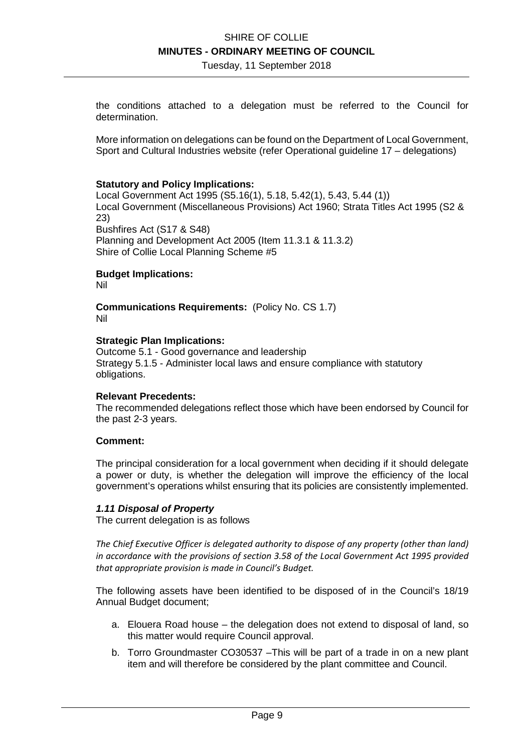the conditions attached to a delegation must be referred to the Council for determination.

More information on delegations can be found on the Department of Local Government, Sport and Cultural Industries website (refer Operational guideline 17 – delegations)

**Statutory and Policy Implications:**
Local Government Act 1995 (S5.16(1), 5.18, 5.42(1), 5.43, 5.44 (1))
Local Government (Miscellaneous Provisions) Act 1960; Strata Titles Act 1995 (S2 & 23)
Bushfires Act (S17 & S48)
Planning and Development Act 2005 (Item 11.3.1 & 11.3.2)
Shire of Collie Local Planning Scheme #5

**Budget Implications:**
Nil

**Communications Requirements:** (Policy No. CS 1.7)
Nil

**Strategic Plan Implications:**
Outcome 5.1 - Good governance and leadership
Strategy 5.1.5 - Administer local laws and ensure compliance with statutory obligations.

**Relevant Precedents:**
The recommended delegations reflect those which have been endorsed by Council for the past 2-3 years.

**Comment:**

The principal consideration for a local government when deciding if it should delegate a power or duty, is whether the delegation will improve the efficiency of the local government's operations whilst ensuring that its policies are consistently implemented.

***1.11 Disposal of Property***
The current delegation is as follows

*The Chief Executive Officer is delegated authority to dispose of any property (other than land) in accordance with the provisions of section 3.58 of the Local Government Act 1995 provided that appropriate provision is made in Council's Budget.*

The following assets have been identified to be disposed of in the Council's 18/19 Annual Budget document;

a. Elouera Road house – the delegation does not extend to disposal of land, so this matter would require Council approval.
b. Torro Groundmaster CO30537 –This will be part of a trade in on a new plant item and will therefore be considered by the plant committee and Council.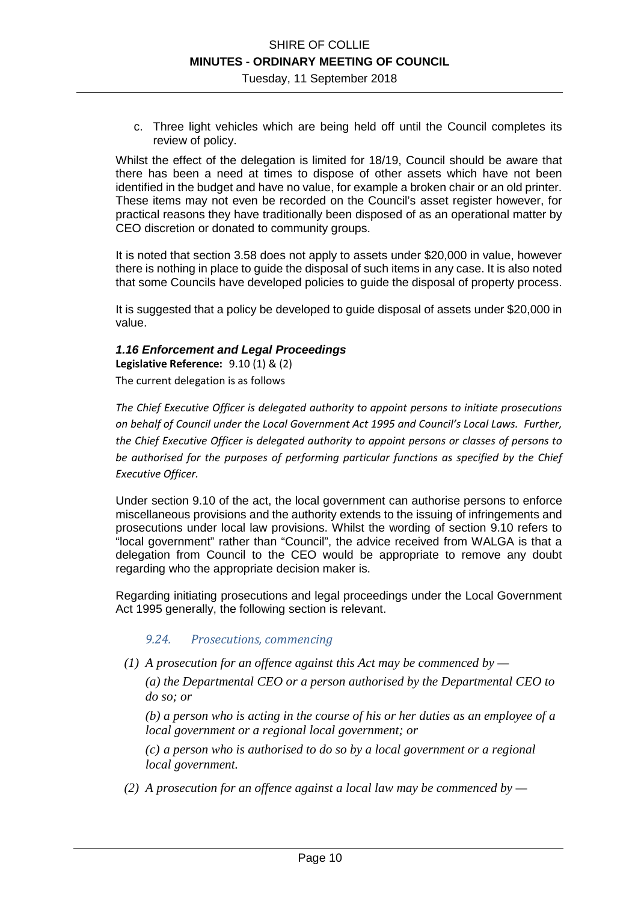c. Three light vehicles which are being held off until the Council completes its review of policy.

Whilst the effect of the delegation is limited for 18/19, Council should be aware that there has been a need at times to dispose of other assets which have not been identified in the budget and have no value, for example a broken chair or an old printer. These items may not even be recorded on the Council's asset register however, for practical reasons they have traditionally been disposed of as an operational matter by CEO discretion or donated to community groups.

It is noted that section 3.58 does not apply to assets under $20,000 in value, however there is nothing in place to guide the disposal of such items in any case. It is also noted that some Councils have developed policies to guide the disposal of property process.

It is suggested that a policy be developed to guide disposal of assets under $20,000 in value.

### *1.16 Enforcement and Legal Proceedings*

**Legislative Reference:** 9.10 (1) & (2)

The current delegation is as follows

*The Chief Executive Officer is delegated authority to appoint persons to initiate prosecutions on behalf of Council under the Local Government Act 1995 and Council's Local Laws. Further, the Chief Executive Officer is delegated authority to appoint persons or classes of persons to be authorised for the purposes of performing particular functions as specified by the Chief Executive Officer.*

Under section 9.10 of the act, the local government can authorise persons to enforce miscellaneous provisions and the authority extends to the issuing of infringements and prosecutions under local law provisions. Whilst the wording of section 9.10 refers to "local government" rather than "Council", the advice received from WALGA is that a delegation from Council to the CEO would be appropriate to remove any doubt regarding who the appropriate decision maker is.

Regarding initiating prosecutions and legal proceedings under the Local Government Act 1995 generally, the following section is relevant.

*9.24. Prosecutions, commencing*

*(1) A prosecution for an offence against this Act may be commenced by —*

*(a) the Departmental CEO or a person authorised by the Departmental CEO to do so; or*

*(b) a person who is acting in the course of his or her duties as an employee of a local government or a regional local government; or*

*(c) a person who is authorised to do so by a local government or a regional local government.*

*(2) A prosecution for an offence against a local law may be commenced by —*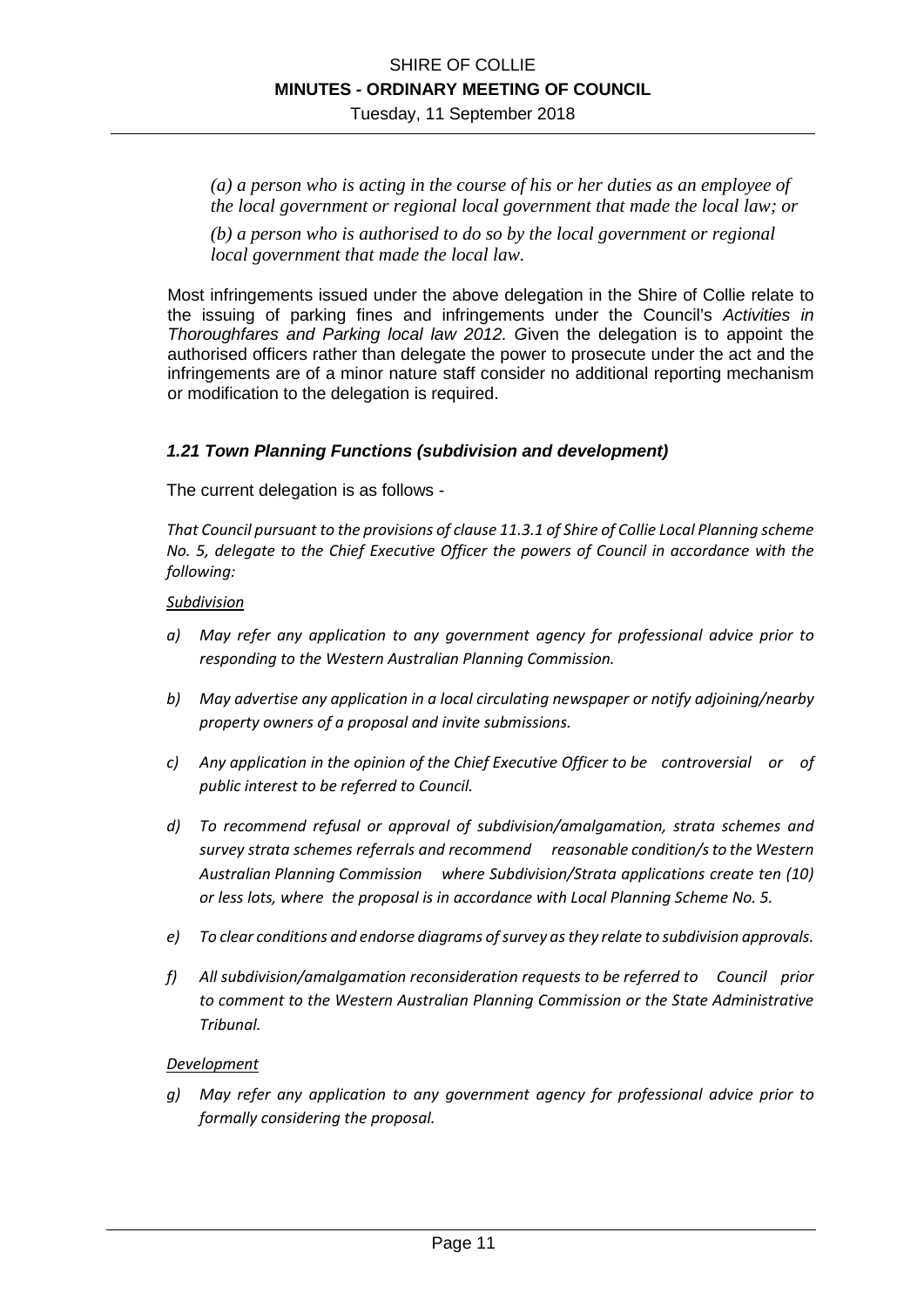*(a) a person who is acting in the course of his or her duties as an employee of the local government or regional local government that made the local law; or*

*(b) a person who is authorised to do so by the local government or regional local government that made the local law.*

Most infringements issued under the above delegation in the Shire of Collie relate to the issuing of parking fines and infringements under the Council's *Activities in Thoroughfares and Parking local law 2012. G*iven the delegation is to appoint the authorised officers rather than delegate the power to prosecute under the act and the infringements are of a minor nature staff consider no additional reporting mechanism or modification to the delegation is required.

### *1.21 Town Planning Functions (subdivision and development)*

The current delegation is as follows -

*That Council pursuant to the provisions of clause 11.3.1 of Shire of Collie Local Planning scheme No. 5, delegate to the Chief Executive Officer the powers of Council in accordance with the following:*

*Subdivision*

*a) May refer any application to any government agency for professional advice prior to responding to the Western Australian Planning Commission.*

*b) May advertise any application in a local circulating newspaper or notify adjoining/nearby property owners of a proposal and invite submissions.*

*c) Any application in the opinion of the Chief Executive Officer to be controversial or of public interest to be referred to Council.*

*d) To recommend refusal or approval of subdivision/amalgamation, strata schemes and survey strata schemes referrals and recommend reasonable condition/s to the Western Australian Planning Commission where Subdivision/Strata applications create ten (10) or less lots, where the proposal is in accordance with Local Planning Scheme No. 5.*

*e) To clear conditions and endorse diagrams of survey as they relate to subdivision approvals.*

*f) All subdivision/amalgamation reconsideration requests to be referred to Council prior to comment to the Western Australian Planning Commission or the State Administrative Tribunal.*

*Development*

*g) May refer any application to any government agency for professional advice prior to formally considering the proposal.*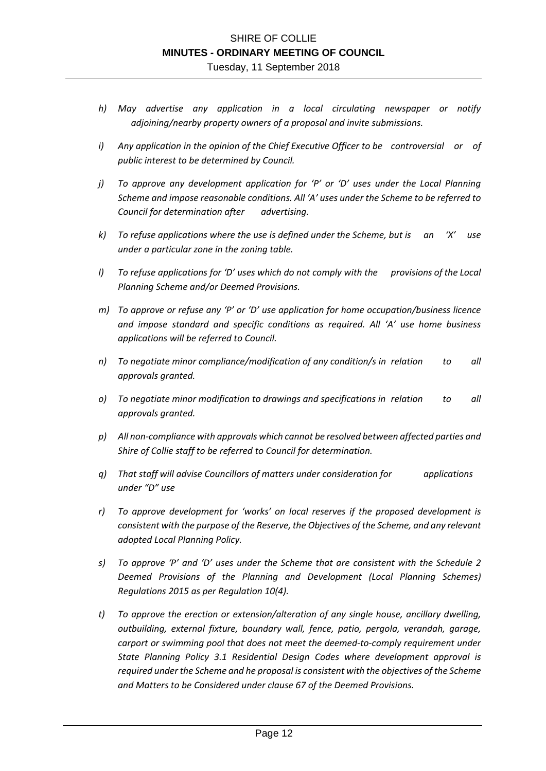*h) May advertise any application in a local circulating newspaper or notify adjoining/nearby property owners of a proposal and invite submissions.*

*i) Any application in the opinion of the Chief Executive Officer to be controversial or of public interest to be determined by Council.*

*j) To approve any development application for 'P' or 'D' uses under the Local Planning Scheme and impose reasonable conditions. All 'A' uses under the Scheme to be referred to Council for determination after advertising.*

*k) To refuse applications where the use is defined under the Scheme, but is an 'X' use under a particular zone in the zoning table.*

*l) To refuse applications for 'D' uses which do not comply with the provisions of the Local Planning Scheme and/or Deemed Provisions.*

*m) To approve or refuse any 'P' or 'D' use application for home occupation/business licence and impose standard and specific conditions as required. All 'A' use home business applications will be referred to Council.*

*n) To negotiate minor compliance/modification of any condition/s in relation to all approvals granted.*

*o) To negotiate minor modification to drawings and specifications in relation to all approvals granted.*

*p) All non-compliance with approvals which cannot be resolved between affected parties and Shire of Collie staff to be referred to Council for determination.*

*q) That staff will advise Councillors of matters under consideration for applications under "D" use*

*r) To approve development for 'works' on local reserves if the proposed development is consistent with the purpose of the Reserve, the Objectives of the Scheme, and any relevant adopted Local Planning Policy.*

*s) To approve 'P' and 'D' uses under the Scheme that are consistent with the Schedule 2 Deemed Provisions of the Planning and Development (Local Planning Schemes) Regulations 2015 as per Regulation 10(4).*

*t) To approve the erection or extension/alteration of any single house, ancillary dwelling, outbuilding, external fixture, boundary wall, fence, patio, pergola, verandah, garage, carport or swimming pool that does not meet the deemed-to-comply requirement under State Planning Policy 3.1 Residential Design Codes where development approval is required under the Scheme and he proposal is consistent with the objectives of the Scheme and Matters to be Considered under clause 67 of the Deemed Provisions.*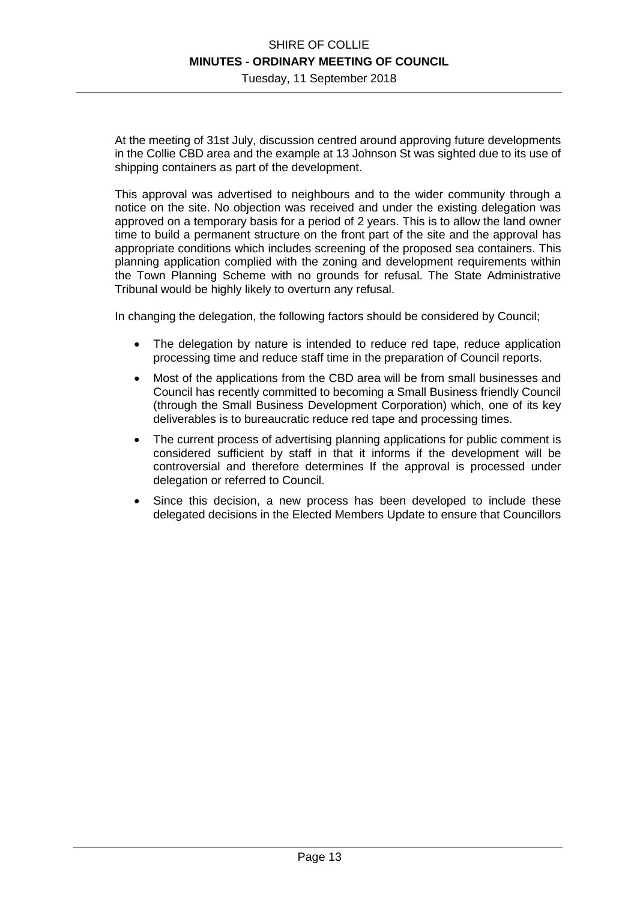At the meeting of 31st July, discussion centred around approving future developments in the Collie CBD area and the example at 13 Johnson St was sighted due to its use of shipping containers as part of the development.

This approval was advertised to neighbours and to the wider community through a notice on the site. No objection was received and under the existing delegation was approved on a temporary basis for a period of 2 years. This is to allow the land owner time to build a permanent structure on the front part of the site and the approval has appropriate conditions which includes screening of the proposed sea containers. This planning application complied with the zoning and development requirements within the Town Planning Scheme with no grounds for refusal. The State Administrative Tribunal would be highly likely to overturn any refusal.

In changing the delegation, the following factors should be considered by Council;

- The delegation by nature is intended to reduce red tape, reduce application processing time and reduce staff time in the preparation of Council reports.
- Most of the applications from the CBD area will be from small businesses and Council has recently committed to becoming a Small Business friendly Council (through the Small Business Development Corporation) which, one of its key deliverables is to bureaucratic reduce red tape and processing times.
- The current process of advertising planning applications for public comment is considered sufficient by staff in that it informs if the development will be controversial and therefore determines If the approval is processed under delegation or referred to Council.
- Since this decision, a new process has been developed to include these delegated decisions in the Elected Members Update to ensure that Councillors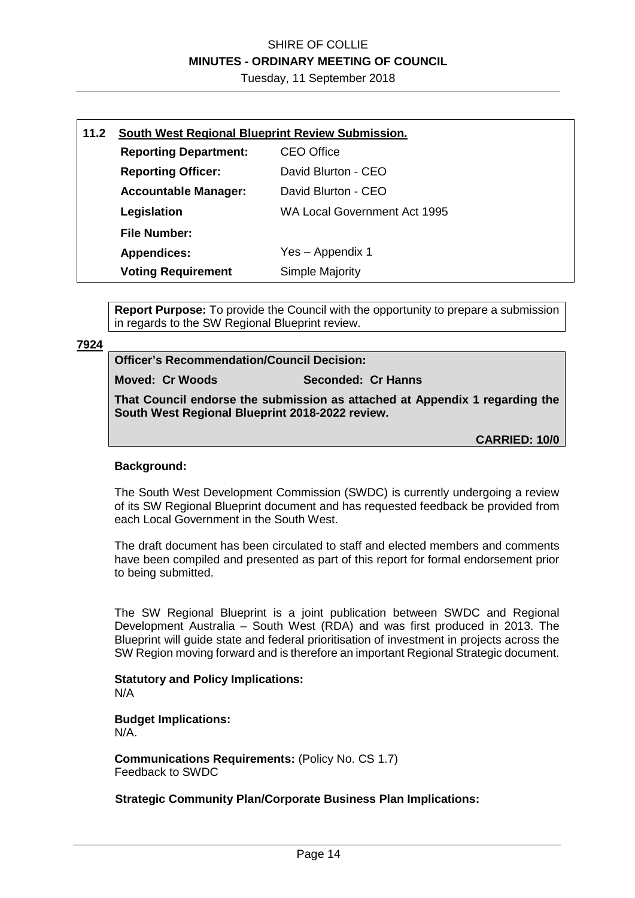## 11.2 South West Regional Blueprint Review Submission.

| | |
|---|---|
| **Reporting Department:** | CEO Office |
| **Reporting Officer:** | David Blurton - CEO |
| **Accountable Manager:** | David Blurton - CEO |
| **Legislation** | WA Local Government Act 1995 |
| **File Number:** | |
| **Appendices:** | Yes – Appendix 1 |
| **Voting Requirement** | Simple Majority |

**Report Purpose:** To provide the Council with the opportunity to prepare a submission in regards to the SW Regional Blueprint review.

**7924**

**Officer's Recommendation/Council Decision:**

**Moved: Cr Woods** **Seconded: Cr Hanns**

**That Council endorse the submission as attached at Appendix 1 regarding the South West Regional Blueprint 2018-2022 review.**

**CARRIED: 10/0**

**Background:**

The South West Development Commission (SWDC) is currently undergoing a review of its SW Regional Blueprint document and has requested feedback be provided from each Local Government in the South West.

The draft document has been circulated to staff and elected members and comments have been compiled and presented as part of this report for formal endorsement prior to being submitted.

The SW Regional Blueprint is a joint publication between SWDC and Regional Development Australia – South West (RDA) and was first produced in 2013. The Blueprint will guide state and federal prioritisation of investment in projects across the SW Region moving forward and is therefore an important Regional Strategic document.

**Statutory and Policy Implications:**
N/A

**Budget Implications:**
N/A.

**Communications Requirements:** (Policy No. CS 1.7)
Feedback to SWDC

**Strategic Community Plan/Corporate Business Plan Implications:**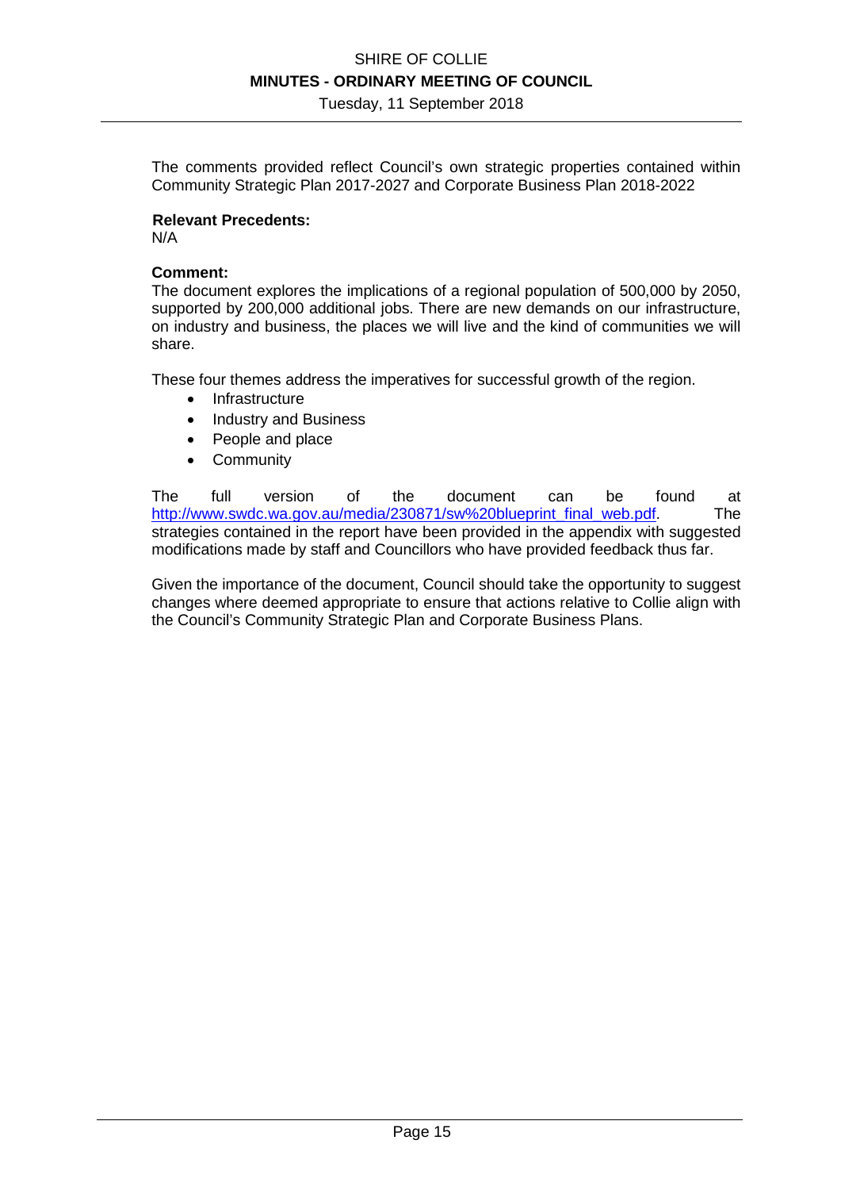The comments provided reflect Council's own strategic properties contained within Community Strategic Plan 2017-2027 and Corporate Business Plan 2018-2022

**Relevant Precedents:**
N/A

**Comment:**
The document explores the implications of a regional population of 500,000 by 2050, supported by 200,000 additional jobs. There are new demands on our infrastructure, on industry and business, the places we will live and the kind of communities we will share.

These four themes address the imperatives for successful growth of the region.

- Infrastructure
- Industry and Business
- People and place
- Community

The full version of the document can be found at [http://www.swdc.wa.gov.au/media/230871/sw%20blueprint_final_web.pdf](http://www.swdc.wa.gov.au/media/230871/sw%20blueprint_final_web.pdf). The strategies contained in the report have been provided in the appendix with suggested modifications made by staff and Councillors who have provided feedback thus far.

Given the importance of the document, Council should take the opportunity to suggest changes where deemed appropriate to ensure that actions relative to Collie align with the Council's Community Strategic Plan and Corporate Business Plans.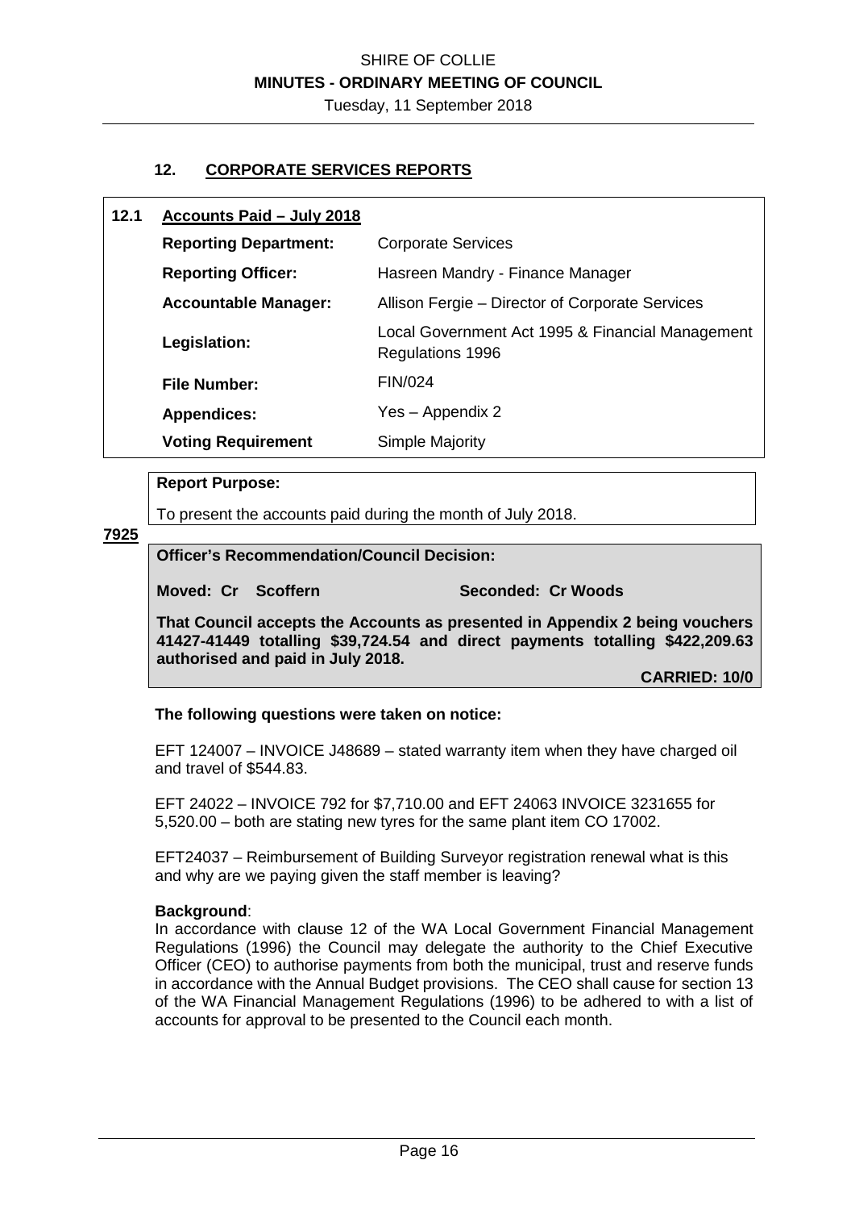## 12. CORPORATE SERVICES REPORTS

| **12.1** | **Accounts Paid – July 2018** | |
|---|---|---|
| | **Reporting Department:** | Corporate Services |
| | **Reporting Officer:** | Hasreen Mandry - Finance Manager |
| | **Accountable Manager:** | Allison Fergie – Director of Corporate Services |
| | **Legislation:** | Local Government Act 1995 & Financial Management Regulations 1996 |
| | **File Number:** | FIN/024 |
| | **Appendices:** | Yes – Appendix 2 |
| | **Voting Requirement** | Simple Majority |

**Report Purpose:**

To present the accounts paid during the month of July 2018.

**7925**

**Officer's Recommendation/Council Decision:**

**Moved: Cr Scoffern** **Seconded: Cr Woods**

**That Council accepts the Accounts as presented in Appendix 2 being vouchers 41427-41449 totalling $39,724.54 and direct payments totalling $422,209.63 authorised and paid in July 2018.**

**CARRIED: 10/0**

**The following questions were taken on notice:**

EFT 124007 – INVOICE J48689 – stated warranty item when they have charged oil and travel of $544.83.

EFT 24022 – INVOICE 792 for $7,710.00 and EFT 24063 INVOICE 3231655 for 5,520.00 – both are stating new tyres for the same plant item CO 17002.

EFT24037 – Reimbursement of Building Surveyor registration renewal what is this and why are we paying given the staff member is leaving?

**Background**:

In accordance with clause 12 of the WA Local Government Financial Management Regulations (1996) the Council may delegate the authority to the Chief Executive Officer (CEO) to authorise payments from both the municipal, trust and reserve funds in accordance with the Annual Budget provisions. The CEO shall cause for section 13 of the WA Financial Management Regulations (1996) to be adhered to with a list of accounts for approval to be presented to the Council each month.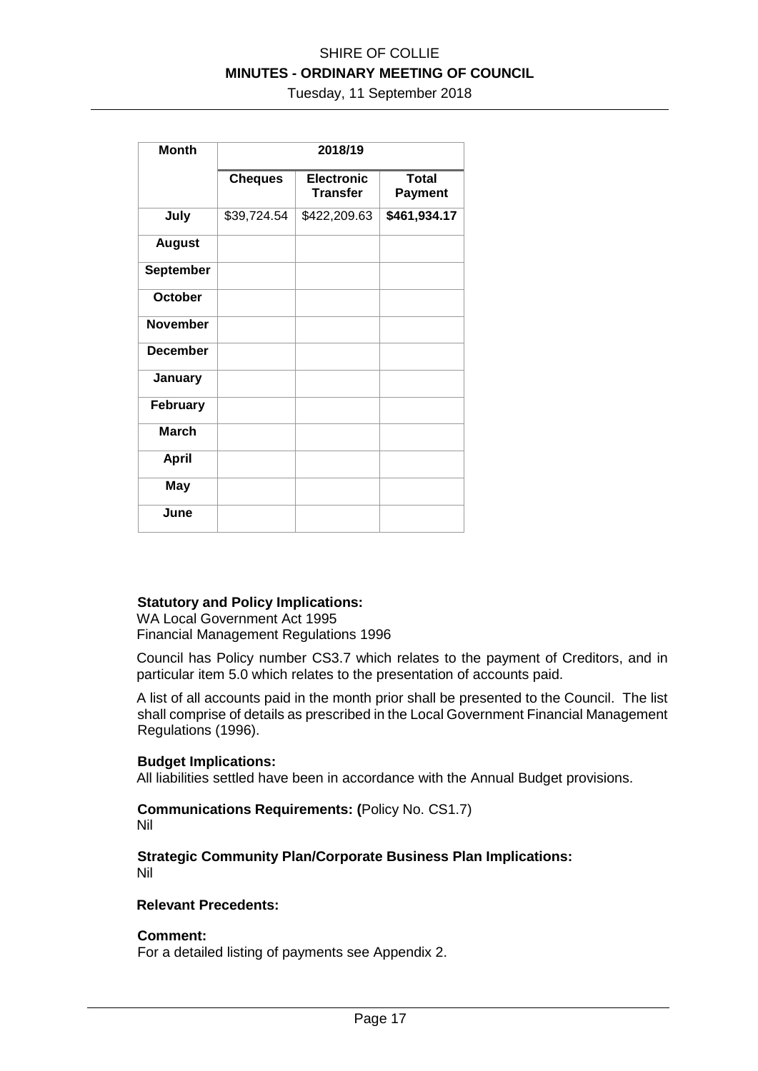| Month | 2018/19 | | |
|---|---|---|---|
| | **Cheques** | **Electronic Transfer** | **Total Payment** |
| **July** | $39,724.54 | $422,209.63 | **$461,934.17** |
| **August** | | | |
| **September** | | | |
| **October** | | | |
| **November** | | | |
| **December** | | | |
| **January** | | | |
| **February** | | | |
| **March** | | | |
| **April** | | | |
| **May** | | | |
| **June** | | | |

**Statutory and Policy Implications:**
WA Local Government Act 1995
Financial Management Regulations 1996

Council has Policy number CS3.7 which relates to the payment of Creditors, and in particular item 5.0 which relates to the presentation of accounts paid.

A list of all accounts paid in the month prior shall be presented to the Council. The list shall comprise of details as prescribed in the Local Government Financial Management Regulations (1996).

**Budget Implications:**
All liabilities settled have been in accordance with the Annual Budget provisions.

**Communications Requirements: (**Policy No. CS1.7)
Nil

**Strategic Community Plan/Corporate Business Plan Implications:**
Nil

**Relevant Precedents:**

**Comment:**
For a detailed listing of payments see Appendix 2.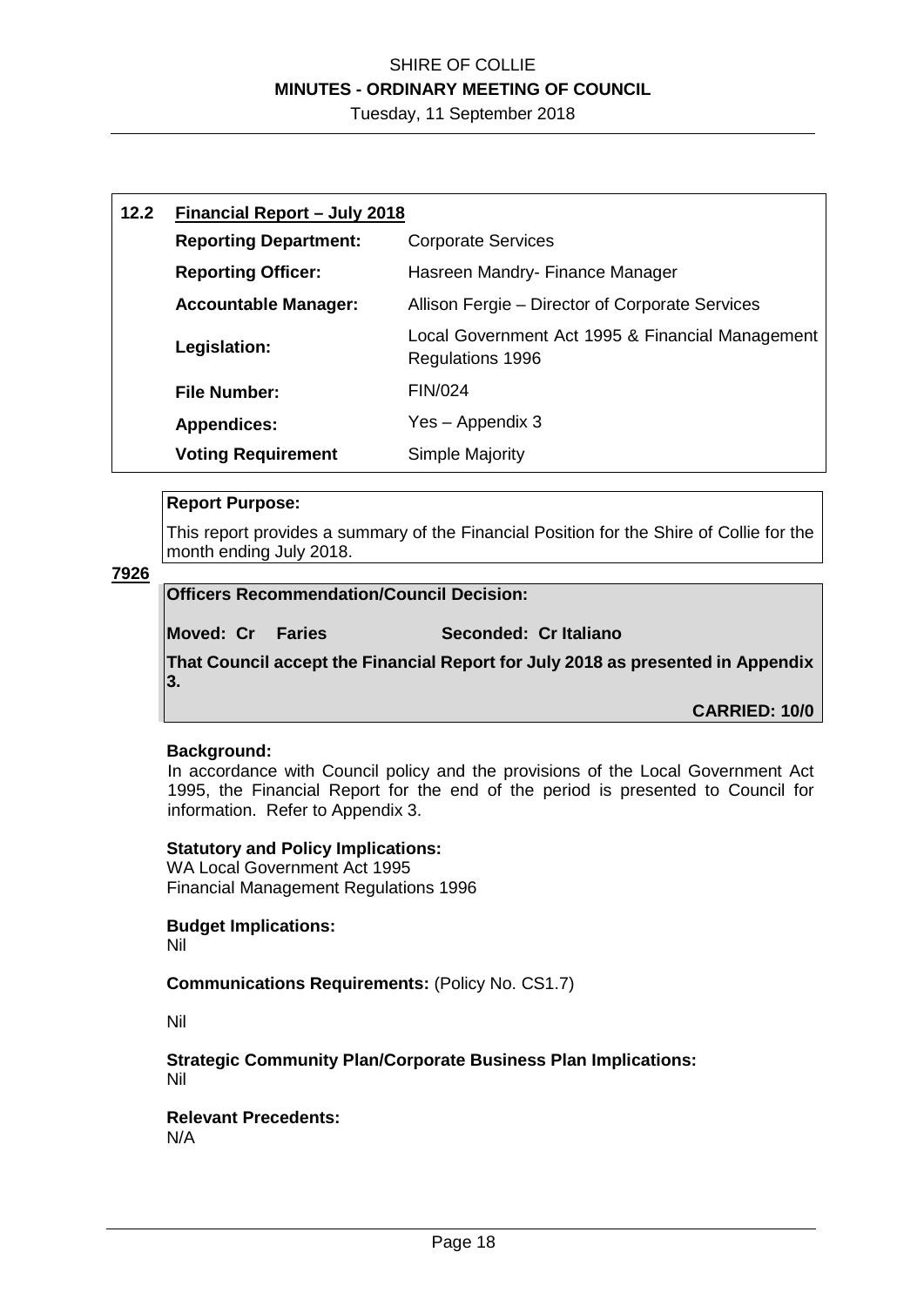## 12.2 Financial Report – July 2018

| | |
|---|---|
| **Reporting Department:** | Corporate Services |
| **Reporting Officer:** | Hasreen Mandry- Finance Manager |
| **Accountable Manager:** | Allison Fergie – Director of Corporate Services |
| **Legislation:** | Local Government Act 1995 & Financial Management Regulations 1996 |
| **File Number:** | FIN/024 |
| **Appendices:** | Yes – Appendix 3 |
| **Voting Requirement** | Simple Majority |

**Report Purpose:**

This report provides a summary of the Financial Position for the Shire of Collie for the month ending July 2018.

**7926**

**Officers Recommendation/Council Decision:**

**Moved: Cr Faries Seconded: Cr Italiano**

**That Council accept the Financial Report for July 2018 as presented in Appendix 3.**

**CARRIED: 10/0**

**Background:**

In accordance with Council policy and the provisions of the Local Government Act 1995, the Financial Report for the end of the period is presented to Council for information. Refer to Appendix 3.

**Statutory and Policy Implications:**

WA Local Government Act 1995
Financial Management Regulations 1996

**Budget Implications:**

Nil

**Communications Requirements:** (Policy No. CS1.7)

Nil

**Strategic Community Plan/Corporate Business Plan Implications:**

Nil

**Relevant Precedents:**

N/A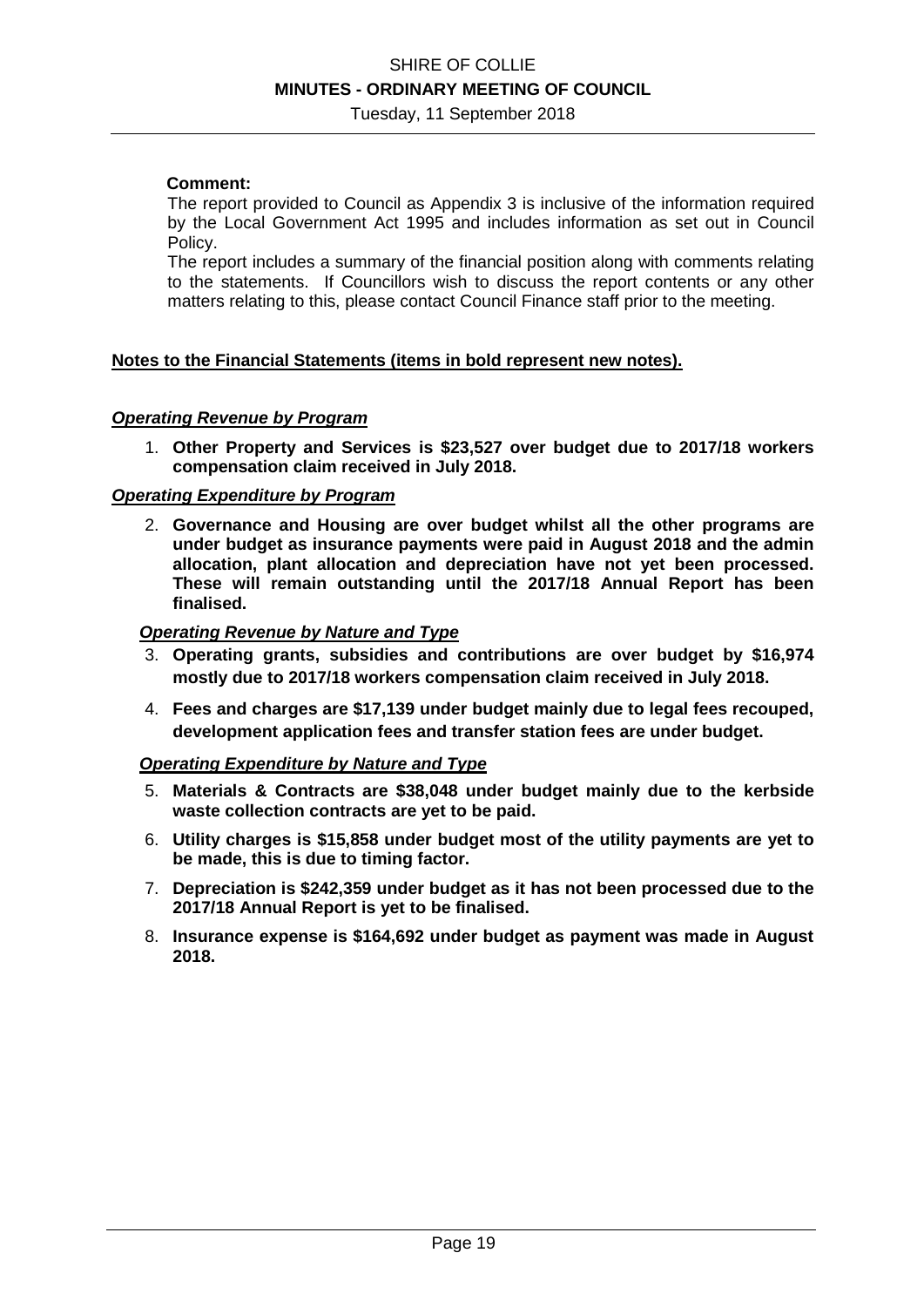**Comment:**

The report provided to Council as Appendix 3 is inclusive of the information required by the Local Government Act 1995 and includes information as set out in Council Policy.

The report includes a summary of the financial position along with comments relating to the statements. If Councillors wish to discuss the report contents or any other matters relating to this, please contact Council Finance staff prior to the meeting.

**Notes to the Financial Statements (items in bold represent new notes).**

***Operating Revenue by Program***

1. **Other Property and Services is $23,527 over budget due to 2017/18 workers compensation claim received in July 2018.**

***Operating Expenditure by Program***

2. **Governance and Housing are over budget whilst all the other programs are under budget as insurance payments were paid in August 2018 and the admin allocation, plant allocation and depreciation have not yet been processed. These will remain outstanding until the 2017/18 Annual Report has been finalised.**

***Operating Revenue by Nature and Type***

3. **Operating grants, subsidies and contributions are over budget by $16,974 mostly due to 2017/18 workers compensation claim received in July 2018.**
4. **Fees and charges are $17,139 under budget mainly due to legal fees recouped, development application fees and transfer station fees are under budget.**

***Operating Expenditure by Nature and Type***

5. **Materials & Contracts are $38,048 under budget mainly due to the kerbside waste collection contracts are yet to be paid.**
6. **Utility charges is $15,858 under budget most of the utility payments are yet to be made, this is due to timing factor.**
7. **Depreciation is $242,359 under budget as it has not been processed due to the 2017/18 Annual Report is yet to be finalised.**
8. **Insurance expense is $164,692 under budget as payment was made in August 2018.**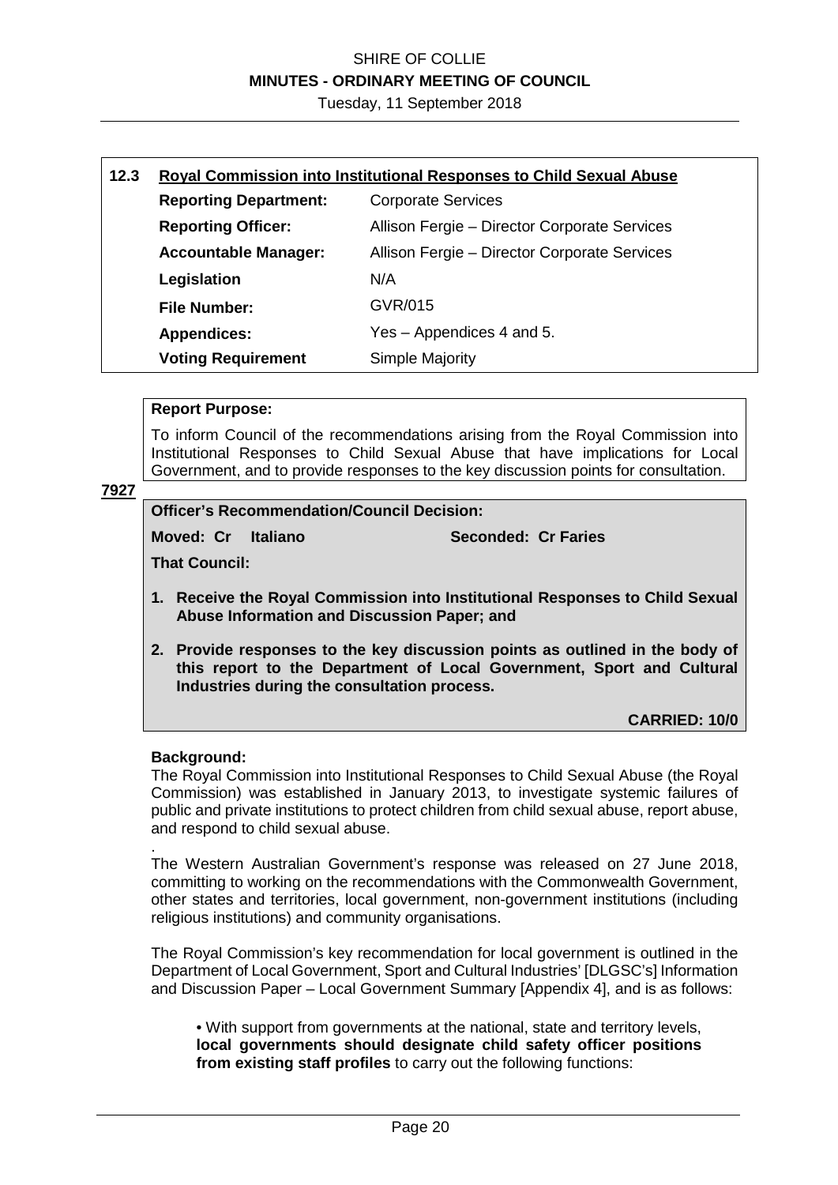| 12.3 | **Royal Commission into Institutional Responses to Child Sexual Abuse** | |
|---|---|---|
| | **Reporting Department:** | Corporate Services |
| | **Reporting Officer:** | Allison Fergie – Director Corporate Services |
| | **Accountable Manager:** | Allison Fergie – Director Corporate Services |
| | **Legislation** | N/A |
| | **File Number:** | GVR/015 |
| | **Appendices:** | Yes – Appendices 4 and 5. |
| | **Voting Requirement** | Simple Majority |

**Report Purpose:**

To inform Council of the recommendations arising from the Royal Commission into Institutional Responses to Child Sexual Abuse that have implications for Local Government, and to provide responses to the key discussion points for consultation.

**7927**

**Officer's Recommendation/Council Decision:**

**Moved: Cr Italiano** **Seconded: Cr Faries**

**That Council:**

1. **Receive the Royal Commission into Institutional Responses to Child Sexual Abuse Information and Discussion Paper; and**
2. **Provide responses to the key discussion points as outlined in the body of this report to the Department of Local Government, Sport and Cultural Industries during the consultation process.**

**CARRIED: 10/0**

**Background:**

The Royal Commission into Institutional Responses to Child Sexual Abuse (the Royal Commission) was established in January 2013, to investigate systemic failures of public and private institutions to protect children from child sexual abuse, report abuse, and respond to child sexual abuse.

The Western Australian Government's response was released on 27 June 2018, committing to working on the recommendations with the Commonwealth Government, other states and territories, local government, non-government institutions (including religious institutions) and community organisations.

The Royal Commission's key recommendation for local government is outlined in the Department of Local Government, Sport and Cultural Industries' [DLGSC's] Information and Discussion Paper – Local Government Summary [Appendix 4], and is as follows:

• With support from governments at the national, state and territory levels, **local governments should designate child safety officer positions from existing staff profiles** to carry out the following functions: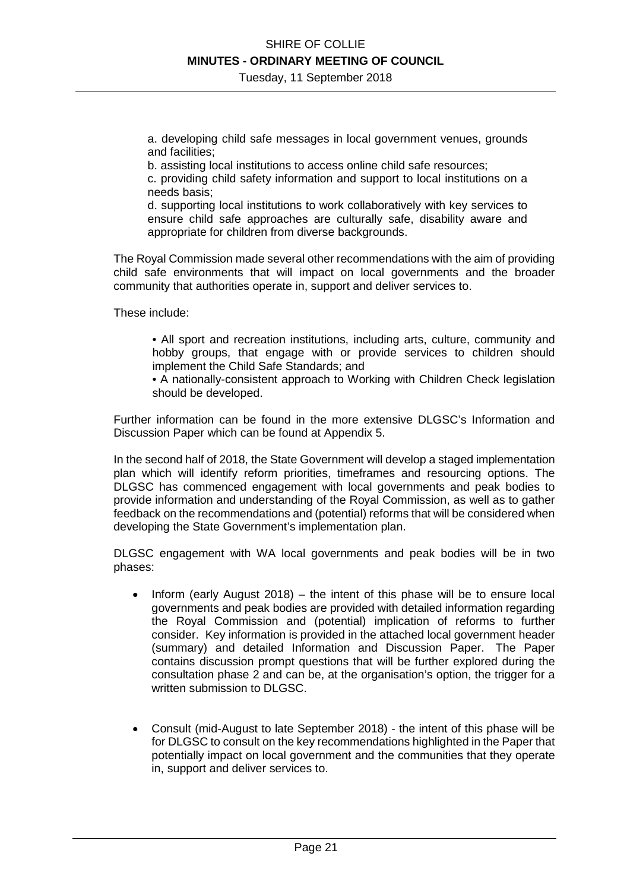a. developing child safe messages in local government venues, grounds and facilities;

b. assisting local institutions to access online child safe resources;

c. providing child safety information and support to local institutions on a needs basis;

d. supporting local institutions to work collaboratively with key services to ensure child safe approaches are culturally safe, disability aware and appropriate for children from diverse backgrounds.

The Royal Commission made several other recommendations with the aim of providing child safe environments that will impact on local governments and the broader community that authorities operate in, support and deliver services to.

These include:

• All sport and recreation institutions, including arts, culture, community and hobby groups, that engage with or provide services to children should implement the Child Safe Standards; and

• A nationally-consistent approach to Working with Children Check legislation should be developed.

Further information can be found in the more extensive DLGSC's Information and Discussion Paper which can be found at Appendix 5.

In the second half of 2018, the State Government will develop a staged implementation plan which will identify reform priorities, timeframes and resourcing options. The DLGSC has commenced engagement with local governments and peak bodies to provide information and understanding of the Royal Commission, as well as to gather feedback on the recommendations and (potential) reforms that will be considered when developing the State Government's implementation plan.

DLGSC engagement with WA local governments and peak bodies will be in two phases:

- Inform (early August 2018) – the intent of this phase will be to ensure local governments and peak bodies are provided with detailed information regarding the Royal Commission and (potential) implication of reforms to further consider. Key information is provided in the attached local government header (summary) and detailed Information and Discussion Paper. The Paper contains discussion prompt questions that will be further explored during the consultation phase 2 and can be, at the organisation's option, the trigger for a written submission to DLGSC.

- Consult (mid-August to late September 2018) - the intent of this phase will be for DLGSC to consult on the key recommendations highlighted in the Paper that potentially impact on local government and the communities that they operate in, support and deliver services to.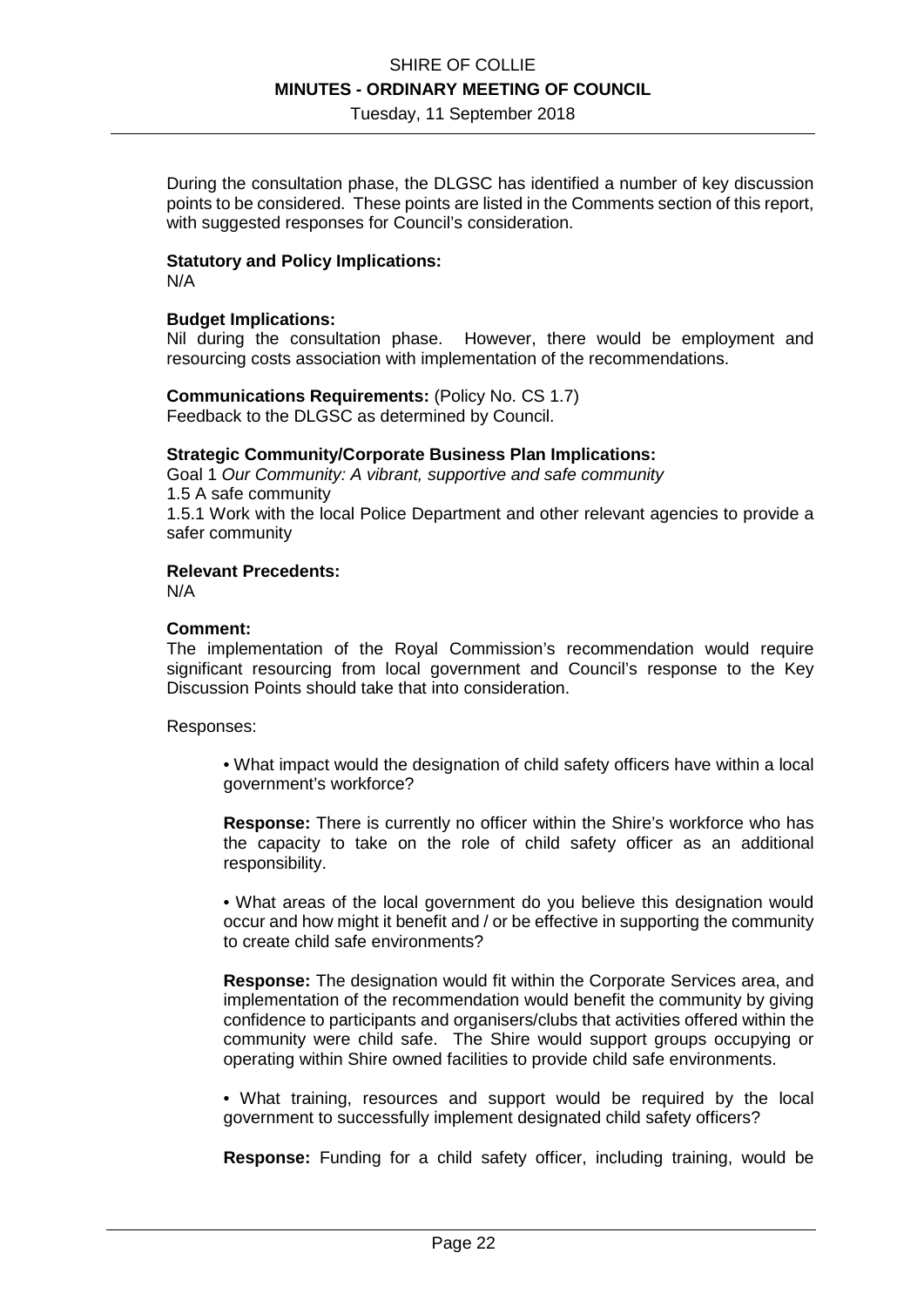During the consultation phase, the DLGSC has identified a number of key discussion points to be considered. These points are listed in the Comments section of this report, with suggested responses for Council's consideration.

**Statutory and Policy Implications:**
N/A

**Budget Implications:**
Nil during the consultation phase. However, there would be employment and resourcing costs association with implementation of the recommendations.

**Communications Requirements:** (Policy No. CS 1.7)
Feedback to the DLGSC as determined by Council.

**Strategic Community/Corporate Business Plan Implications:**
Goal 1 *Our Community: A vibrant, supportive and safe community*
1.5 A safe community
1.5.1 Work with the local Police Department and other relevant agencies to provide a safer community

**Relevant Precedents:**
N/A

**Comment:**
The implementation of the Royal Commission's recommendation would require significant resourcing from local government and Council's response to the Key Discussion Points should take that into consideration.

Responses:

- What impact would the designation of child safety officers have within a local government's workforce?

  **Response:** There is currently no officer within the Shire's workforce who has the capacity to take on the role of child safety officer as an additional responsibility.

- What areas of the local government do you believe this designation would occur and how might it benefit and / or be effective in supporting the community to create child safe environments?

  **Response:** The designation would fit within the Corporate Services area, and implementation of the recommendation would benefit the community by giving confidence to participants and organisers/clubs that activities offered within the community were child safe. The Shire would support groups occupying or operating within Shire owned facilities to provide child safe environments.

- What training, resources and support would be required by the local government to successfully implement designated child safety officers?

  **Response:** Funding for a child safety officer, including training, would be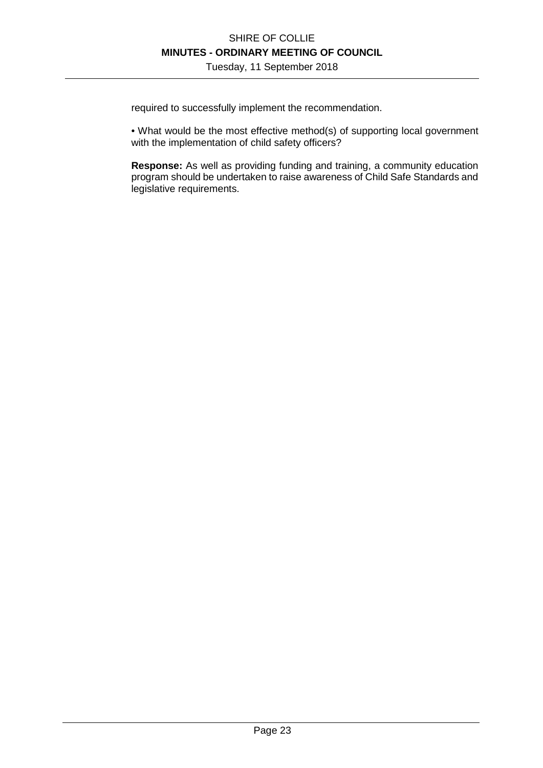required to successfully implement the recommendation.

• What would be the most effective method(s) of supporting local government with the implementation of child safety officers?

**Response:** As well as providing funding and training, a community education program should be undertaken to raise awareness of Child Safe Standards and legislative requirements.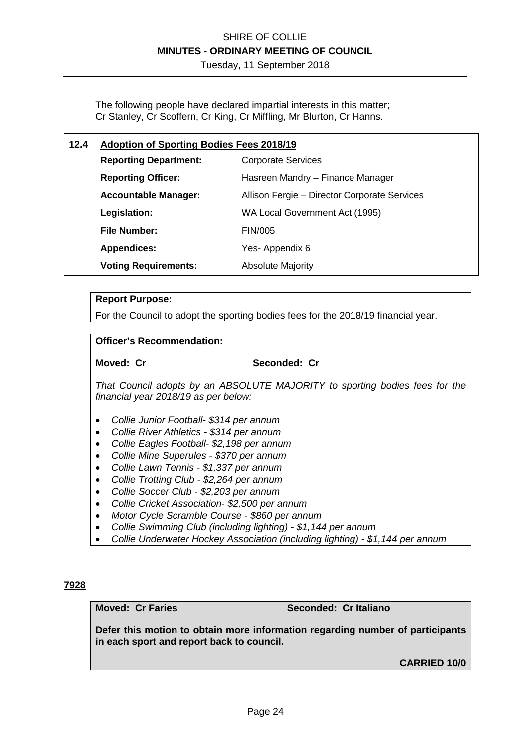The following people have declared impartial interests in this matter;
Cr Stanley, Cr Scoffern, Cr King, Cr Miffling, Mr Blurton, Cr Hanns.

## 12.4 Adoption of Sporting Bodies Fees 2018/19

| | |
|---|---|
| **Reporting Department:** | Corporate Services |
| **Reporting Officer:** | Hasreen Mandry – Finance Manager |
| **Accountable Manager:** | Allison Fergie – Director Corporate Services |
| **Legislation:** | WA Local Government Act (1995) |
| **File Number:** | FIN/005 |
| **Appendices:** | Yes- Appendix 6 |
| **Voting Requirements:** | Absolute Majority |

**Report Purpose:**

For the Council to adopt the sporting bodies fees for the 2018/19 financial year.

**Officer's Recommendation:**

**Moved: Cr** **Seconded: Cr**

*That Council adopts by an ABSOLUTE MAJORITY to sporting bodies fees for the financial year 2018/19 as per below:*

- *Collie Junior Football- $314 per annum*
- *Collie River Athletics - $314 per annum*
- *Collie Eagles Football- $2,198 per annum*
- *Collie Mine Superules - $370 per annum*
- *Collie Lawn Tennis - $1,337 per annum*
- *Collie Trotting Club - $2,264 per annum*
- *Collie Soccer Club - $2,203 per annum*
- *Collie Cricket Association- $2,500 per annum*
- *Motor Cycle Scramble Course - $860 per annum*
- *Collie Swimming Club (including lighting) - $1,144 per annum*
- *Collie Underwater Hockey Association (including lighting) - $1,144 per annum*

**7928**

**Moved: Cr Faries** **Seconded: Cr Italiano**

**Defer this motion to obtain more information regarding number of participants in each sport and report back to council.**

**CARRIED 10/0**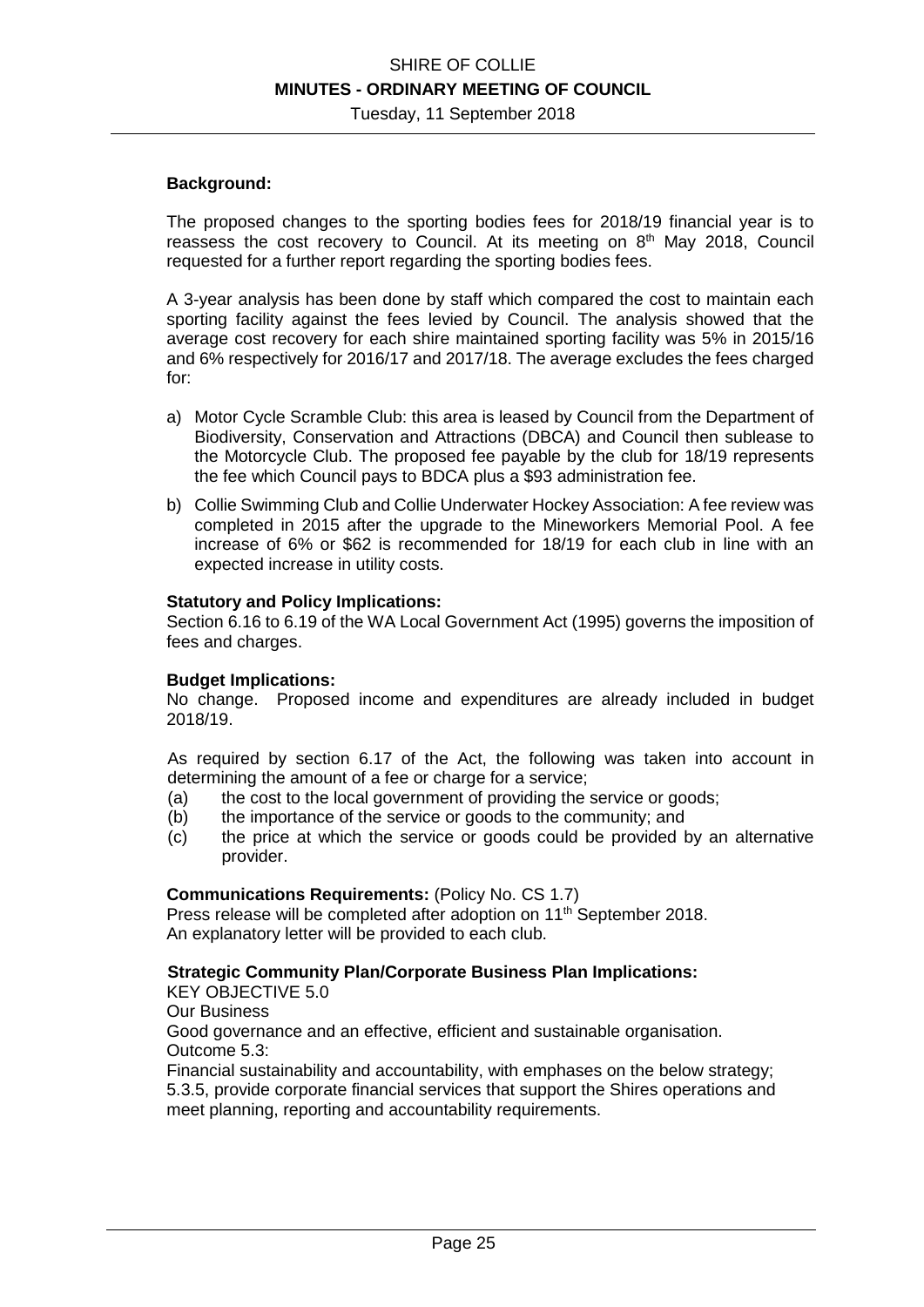**Background:**

The proposed changes to the sporting bodies fees for 2018/19 financial year is to reassess the cost recovery to Council. At its meeting on 8th May 2018, Council requested for a further report regarding the sporting bodies fees.

A 3-year analysis has been done by staff which compared the cost to maintain each sporting facility against the fees levied by Council. The analysis showed that the average cost recovery for each shire maintained sporting facility was 5% in 2015/16 and 6% respectively for 2016/17 and 2017/18. The average excludes the fees charged for:

a) Motor Cycle Scramble Club: this area is leased by Council from the Department of Biodiversity, Conservation and Attractions (DBCA) and Council then sublease to the Motorcycle Club. The proposed fee payable by the club for 18/19 represents the fee which Council pays to BDCA plus a $93 administration fee.

b) Collie Swimming Club and Collie Underwater Hockey Association: A fee review was completed in 2015 after the upgrade to the Mineworkers Memorial Pool. A fee increase of 6% or $62 is recommended for 18/19 for each club in line with an expected increase in utility costs.

**Statutory and Policy Implications:**
Section 6.16 to 6.19 of the WA Local Government Act (1995) governs the imposition of fees and charges.

**Budget Implications:**
No change. Proposed income and expenditures are already included in budget 2018/19.

As required by section 6.17 of the Act, the following was taken into account in determining the amount of a fee or charge for a service;

(a) the cost to the local government of providing the service or goods;
(b) the importance of the service or goods to the community; and
(c) the price at which the service or goods could be provided by an alternative provider.

**Communications Requirements:** (Policy No. CS 1.7)
Press release will be completed after adoption on 11th September 2018.
An explanatory letter will be provided to each club.

**Strategic Community Plan/Corporate Business Plan Implications:**
KEY OBJECTIVE 5.0
Our Business
Good governance and an effective, efficient and sustainable organisation.
Outcome 5.3:
Financial sustainability and accountability, with emphases on the below strategy;
5.3.5, provide corporate financial services that support the Shires operations and meet planning, reporting and accountability requirements.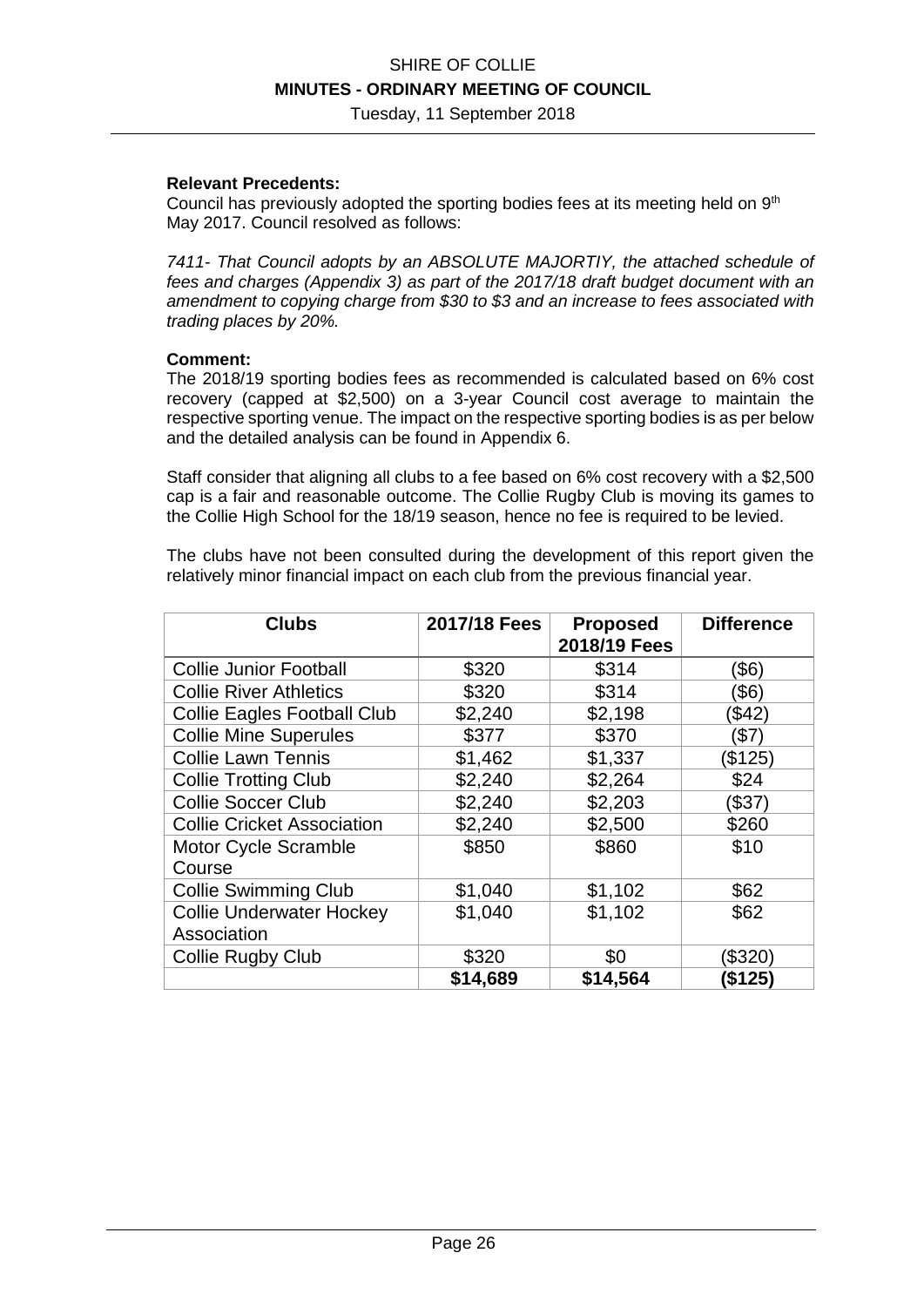**Relevant Precedents:**
Council has previously adopted the sporting bodies fees at its meeting held on 9th May 2017. Council resolved as follows:

*7411- That Council adopts by an ABSOLUTE MAJORTIY, the attached schedule of fees and charges (Appendix 3) as part of the 2017/18 draft budget document with an amendment to copying charge from $30 to $3 and an increase to fees associated with trading places by 20%.*

**Comment:**
The 2018/19 sporting bodies fees as recommended is calculated based on 6% cost recovery (capped at $2,500) on a 3-year Council cost average to maintain the respective sporting venue. The impact on the respective sporting bodies is as per below and the detailed analysis can be found in Appendix 6.

Staff consider that aligning all clubs to a fee based on 6% cost recovery with a $2,500 cap is a fair and reasonable outcome. The Collie Rugby Club is moving its games to the Collie High School for the 18/19 season, hence no fee is required to be levied.

The clubs have not been consulted during the development of this report given the relatively minor financial impact on each club from the previous financial year.

| Clubs | 2017/18 Fees | Proposed 2018/19 Fees | Difference |
|---|---|---|---|
| Collie Junior Football | $320 | $314 | ($6) |
| Collie River Athletics | $320 | $314 | ($6) |
| Collie Eagles Football Club | $2,240 | $2,198 | ($42) |
| Collie Mine Superules | $377 | $370 | ($7) |
| Collie Lawn Tennis | $1,462 | $1,337 | ($125) |
| Collie Trotting Club | $2,240 | $2,264 | $24 |
| Collie Soccer Club | $2,240 | $2,203 | ($37) |
| Collie Cricket Association | $2,240 | $2,500 | $260 |
| Motor Cycle Scramble Course | $850 | $860 | $10 |
| Collie Swimming Club | $1,040 | $1,102 | $62 |
| Collie Underwater Hockey Association | $1,040 | $1,102 | $62 |
| Collie Rugby Club | $320 | $0 | ($320) |
| | **$14,689** | **$14,564** | **($125)** |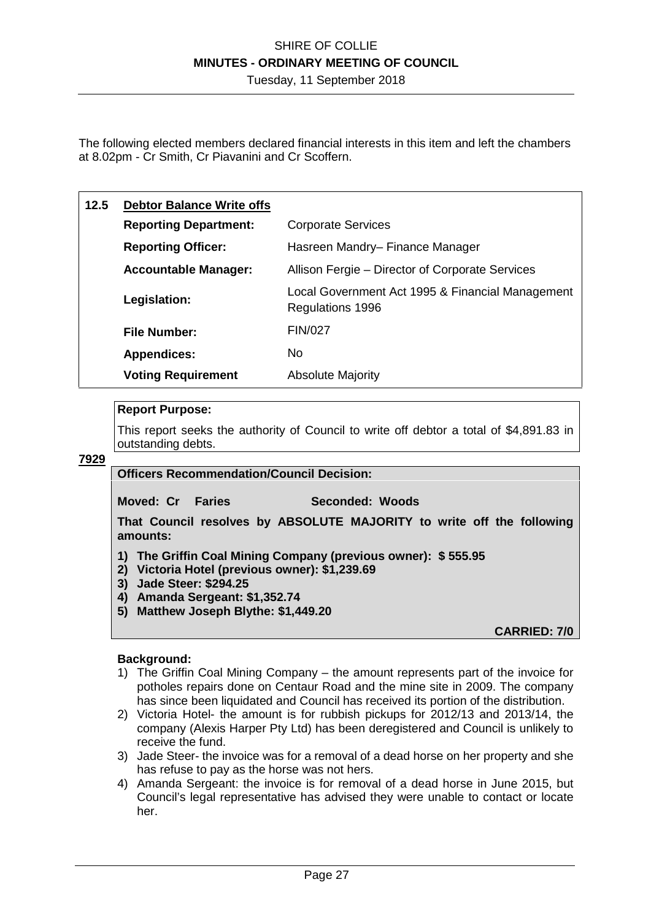The following elected members declared financial interests in this item and left the chambers at 8.02pm - Cr Smith, Cr Piavanini and Cr Scoffern.

## 12.5 Debtor Balance Write offs

| | |
|---|---|
| **Reporting Department:** | Corporate Services |
| **Reporting Officer:** | Hasreen Mandry– Finance Manager |
| **Accountable Manager:** | Allison Fergie – Director of Corporate Services |
| **Legislation:** | Local Government Act 1995 & Financial Management Regulations 1996 |
| **File Number:** | FIN/027 |
| **Appendices:** | No |
| **Voting Requirement** | Absolute Majority |

**Report Purpose:**

This report seeks the authority of Council to write off debtor a total of $4,891.83 in outstanding debts.

**7929**

**Officers Recommendation/Council Decision:**

**Moved: Cr Faries Seconded: Woods**

**That Council resolves by ABSOLUTE MAJORITY to write off the following amounts:**

1) **The Griffin Coal Mining Company (previous owner): $ 555.95**
2) **Victoria Hotel (previous owner): $1,239.69**
3) **Jade Steer: $294.25**
4) **Amanda Sergeant: $1,352.74**
5) **Matthew Joseph Blythe: $1,449.20**

**CARRIED: 7/0**

**Background:**

1) The Griffin Coal Mining Company – the amount represents part of the invoice for potholes repairs done on Centaur Road and the mine site in 2009. The company has since been liquidated and Council has received its portion of the distribution.
2) Victoria Hotel- the amount is for rubbish pickups for 2012/13 and 2013/14, the company (Alexis Harper Pty Ltd) has been deregistered and Council is unlikely to receive the fund.
3) Jade Steer- the invoice was for a removal of a dead horse on her property and she has refuse to pay as the horse was not hers.
4) Amanda Sergeant: the invoice is for removal of a dead horse in June 2015, but Council's legal representative has advised they were unable to contact or locate her.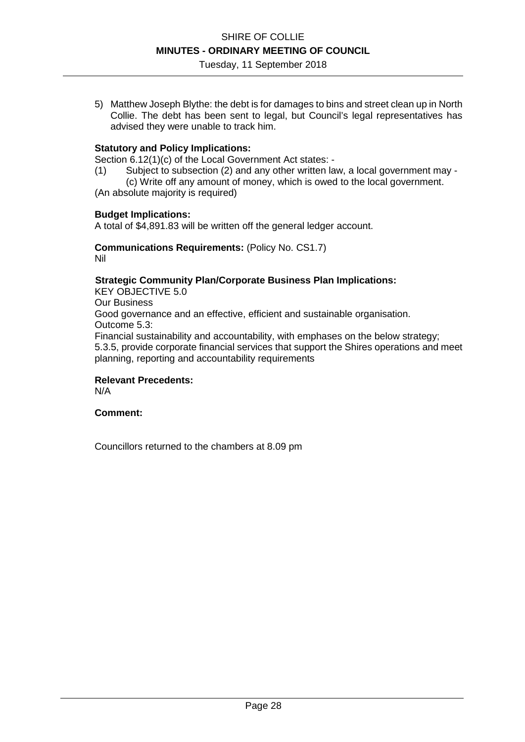5) Matthew Joseph Blythe: the debt is for damages to bins and street clean up in North Collie. The debt has been sent to legal, but Council's legal representatives has advised they were unable to track him.

**Statutory and Policy Implications:**
Section 6.12(1)(c) of the Local Government Act states: -
(1) Subject to subsection (2) and any other written law, a local government may -
(c) Write off any amount of money, which is owed to the local government.
(An absolute majority is required)

**Budget Implications:**
A total of $4,891.83 will be written off the general ledger account.

**Communications Requirements:** (Policy No. CS1.7)
Nil

**Strategic Community Plan/Corporate Business Plan Implications:**
KEY OBJECTIVE 5.0
Our Business
Good governance and an effective, efficient and sustainable organisation.
Outcome 5.3:
Financial sustainability and accountability, with emphases on the below strategy;
5.3.5, provide corporate financial services that support the Shires operations and meet planning, reporting and accountability requirements

**Relevant Precedents:**
N/A

**Comment:**

Councillors returned to the chambers at 8.09 pm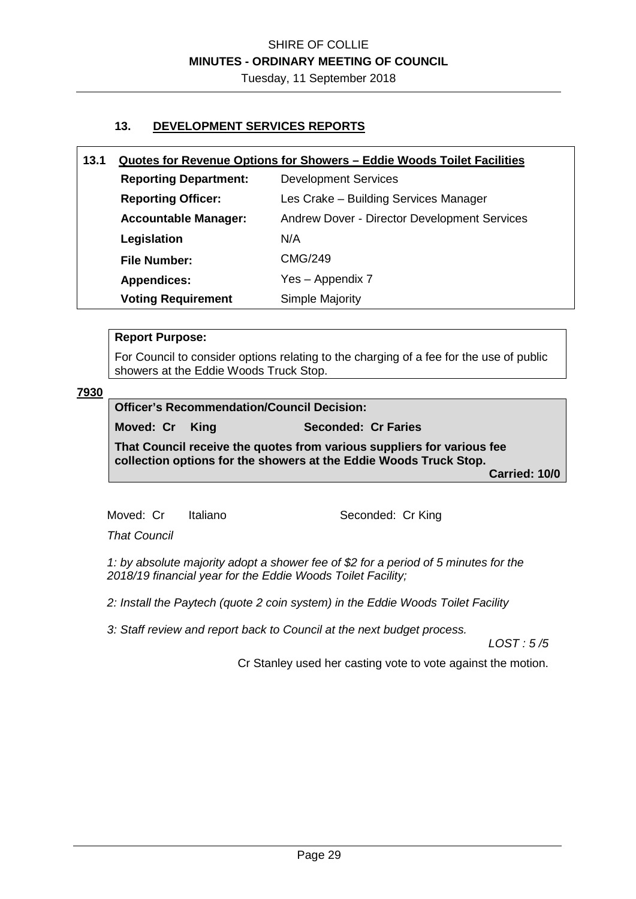## 13. DEVELOPMENT SERVICES REPORTS

| **13.1** | **Quotes for Revenue Options for Showers – Eddie Woods Toilet Facilities** |
|---|---|
| **Reporting Department:** | Development Services |
| **Reporting Officer:** | Les Crake – Building Services Manager |
| **Accountable Manager:** | Andrew Dover - Director Development Services |
| **Legislation** | N/A |
| **File Number:** | CMG/249 |
| **Appendices:** | Yes – Appendix 7 |
| **Voting Requirement** | Simple Majority |

**Report Purpose:**

For Council to consider options relating to the charging of a fee for the use of public showers at the Eddie Woods Truck Stop.

**7930**

**Officer's Recommendation/Council Decision:**

**Moved: Cr King** **Seconded: Cr Faries**

**That Council receive the quotes from various suppliers for various fee collection options for the showers at the Eddie Woods Truck Stop.**

**Carried: 10/0**

Moved: Cr Italiano Seconded: Cr King

*That Council*

*1: by absolute majority adopt a shower fee of $2 for a period of 5 minutes for the 2018/19 financial year for the Eddie Woods Toilet Facility;*

*2: Install the Paytech (quote 2 coin system) in the Eddie Woods Toilet Facility*

*3: Staff review and report back to Council at the next budget process.*

*LOST : 5 /5*

Cr Stanley used her casting vote to vote against the motion.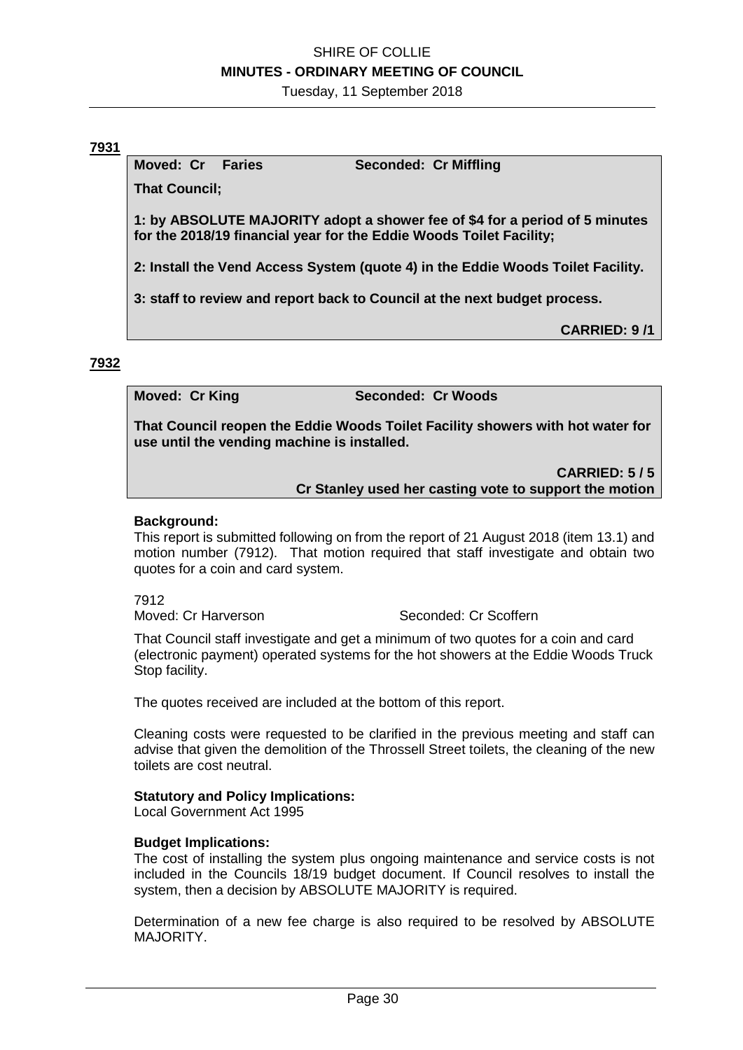**7931**

**Moved: Cr Faries** **Seconded: Cr Miffling**

**That Council;**

**1: by ABSOLUTE MAJORITY adopt a shower fee of $4 for a period of 5 minutes for the 2018/19 financial year for the Eddie Woods Toilet Facility;**

**2: Install the Vend Access System (quote 4) in the Eddie Woods Toilet Facility.**

**3: staff to review and report back to Council at the next budget process.**

**CARRIED: 9 /1**

**7932**

**Moved: Cr King** **Seconded: Cr Woods**

**That Council reopen the Eddie Woods Toilet Facility showers with hot water for use until the vending machine is installed.**

**CARRIED: 5 / 5**
**Cr Stanley used her casting vote to support the motion**

**Background:**
This report is submitted following on from the report of 21 August 2018 (item 13.1) and motion number (7912). That motion required that staff investigate and obtain two quotes for a coin and card system.

7912
Moved: Cr Harverson Seconded: Cr Scoffern

That Council staff investigate and get a minimum of two quotes for a coin and card (electronic payment) operated systems for the hot showers at the Eddie Woods Truck Stop facility.

The quotes received are included at the bottom of this report.

Cleaning costs were requested to be clarified in the previous meeting and staff can advise that given the demolition of the Throssell Street toilets, the cleaning of the new toilets are cost neutral.

**Statutory and Policy Implications:**
Local Government Act 1995

**Budget Implications:**
The cost of installing the system plus ongoing maintenance and service costs is not included in the Councils 18/19 budget document. If Council resolves to install the system, then a decision by ABSOLUTE MAJORITY is required.

Determination of a new fee charge is also required to be resolved by ABSOLUTE MAJORITY.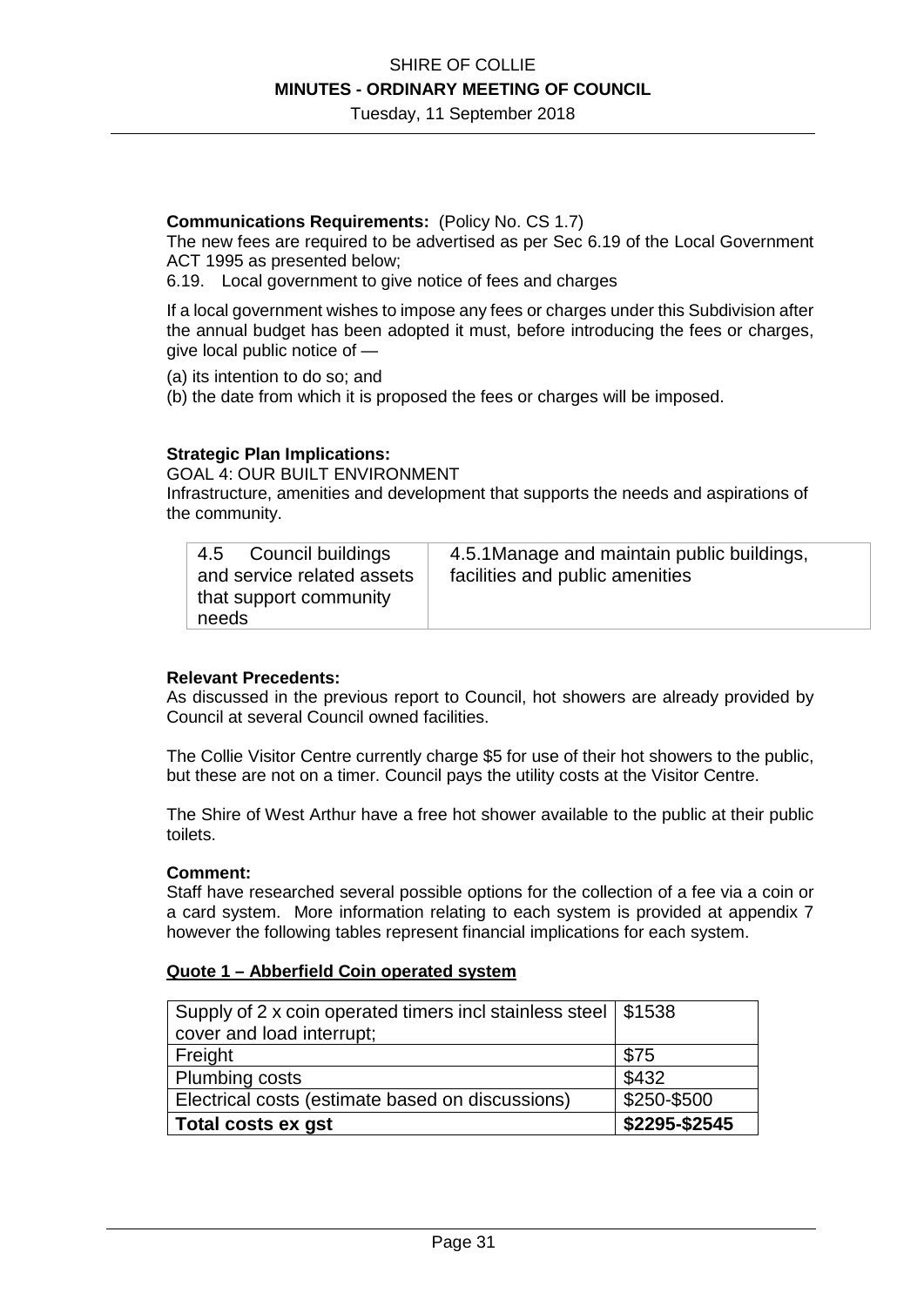**Communications Requirements:** (Policy No. CS 1.7)
The new fees are required to be advertised as per Sec 6.19 of the Local Government ACT 1995 as presented below;

6.19. Local government to give notice of fees and charges

If a local government wishes to impose any fees or charges under this Subdivision after the annual budget has been adopted it must, before introducing the fees or charges, give local public notice of —

(a) its intention to do so; and

(b) the date from which it is proposed the fees or charges will be imposed.

**Strategic Plan Implications:**
GOAL 4: OUR BUILT ENVIRONMENT
Infrastructure, amenities and development that supports the needs and aspirations of the community.

| 4.5 Council buildings and service related assets that support community needs | 4.5.1Manage and maintain public buildings, facilities and public amenities |
|---|---|

**Relevant Precedents:**
As discussed in the previous report to Council, hot showers are already provided by Council at several Council owned facilities.

The Collie Visitor Centre currently charge $5 for use of their hot showers to the public, but these are not on a timer. Council pays the utility costs at the Visitor Centre.

The Shire of West Arthur have a free hot shower available to the public at their public toilets.

**Comment:**
Staff have researched several possible options for the collection of a fee via a coin or a card system. More information relating to each system is provided at appendix 7 however the following tables represent financial implications for each system.

**Quote 1 – Abberfield Coin operated system**

| Supply of 2 x coin operated timers incl stainless steel cover and load interrupt; | $1538 |
|---|---|
| Freight | $75 |
| Plumbing costs | $432 |
| Electrical costs (estimate based on discussions) | $250-$500 |
| **Total costs ex gst** | **$2295-$2545** |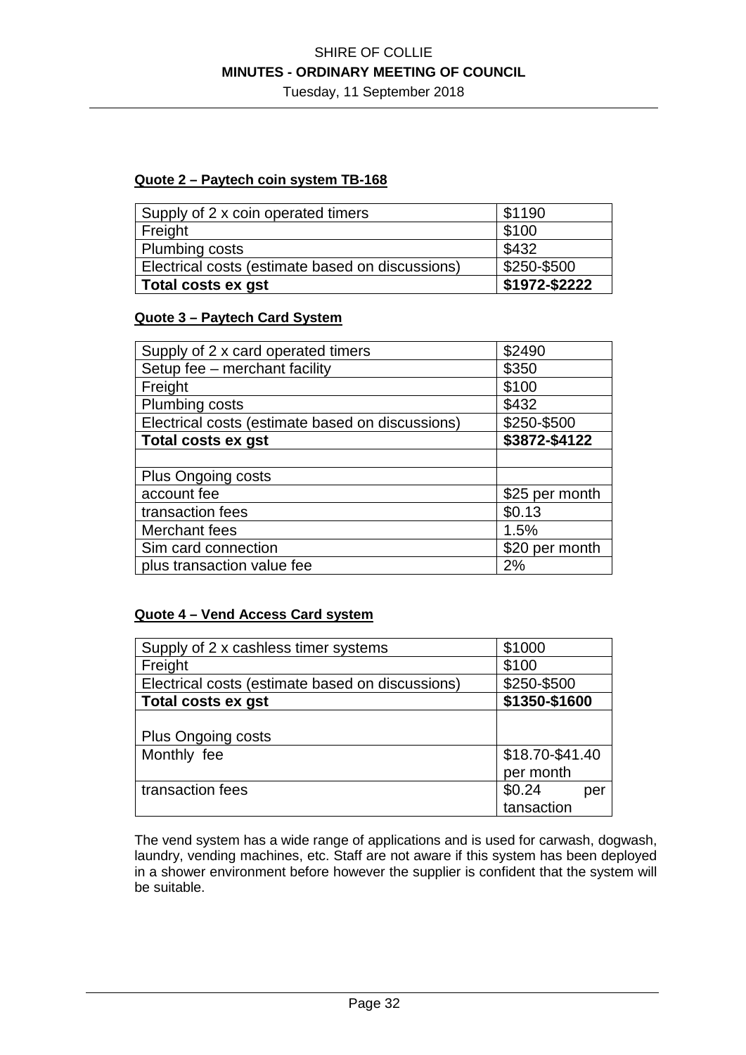**Quote 2 – Paytech coin system TB-168**

| Supply of 2 x coin operated timers | $1190 |
|---|---|
| Freight | $100 |
| Plumbing costs | $432 |
| Electrical costs (estimate based on discussions) | $250-$500 |
| **Total costs ex gst** | **$1972-$2222** |

**Quote 3 – Paytech Card System**

| Supply of 2 x card operated timers | $2490 |
|---|---|
| Setup fee – merchant facility | $350 |
| Freight | $100 |
| Plumbing costs | $432 |
| Electrical costs (estimate based on discussions) | $250-$500 |
| **Total costs ex gst** | **$3872-$4122** |
| | |
| Plus Ongoing costs | |
| account fee | $25 per month |
| transaction fees | $0.13 |
| Merchant fees | 1.5% |
| Sim card connection | $20 per month |
| plus transaction value fee | 2% |

**Quote 4 – Vend Access Card system**

| Supply of 2 x cashless timer systems | $1000 |
|---|---|
| Freight | $100 |
| Electrical costs (estimate based on discussions) | $250-$500 |
| **Total costs ex gst** | **$1350-$1600** |
| Plus Ongoing costs | |
| Monthly fee | $18.70-$41.40 per month |
| transaction fees | $0.24 per tansaction |

The vend system has a wide range of applications and is used for carwash, dogwash, laundry, vending machines, etc. Staff are not aware if this system has been deployed in a shower environment before however the supplier is confident that the system will be suitable.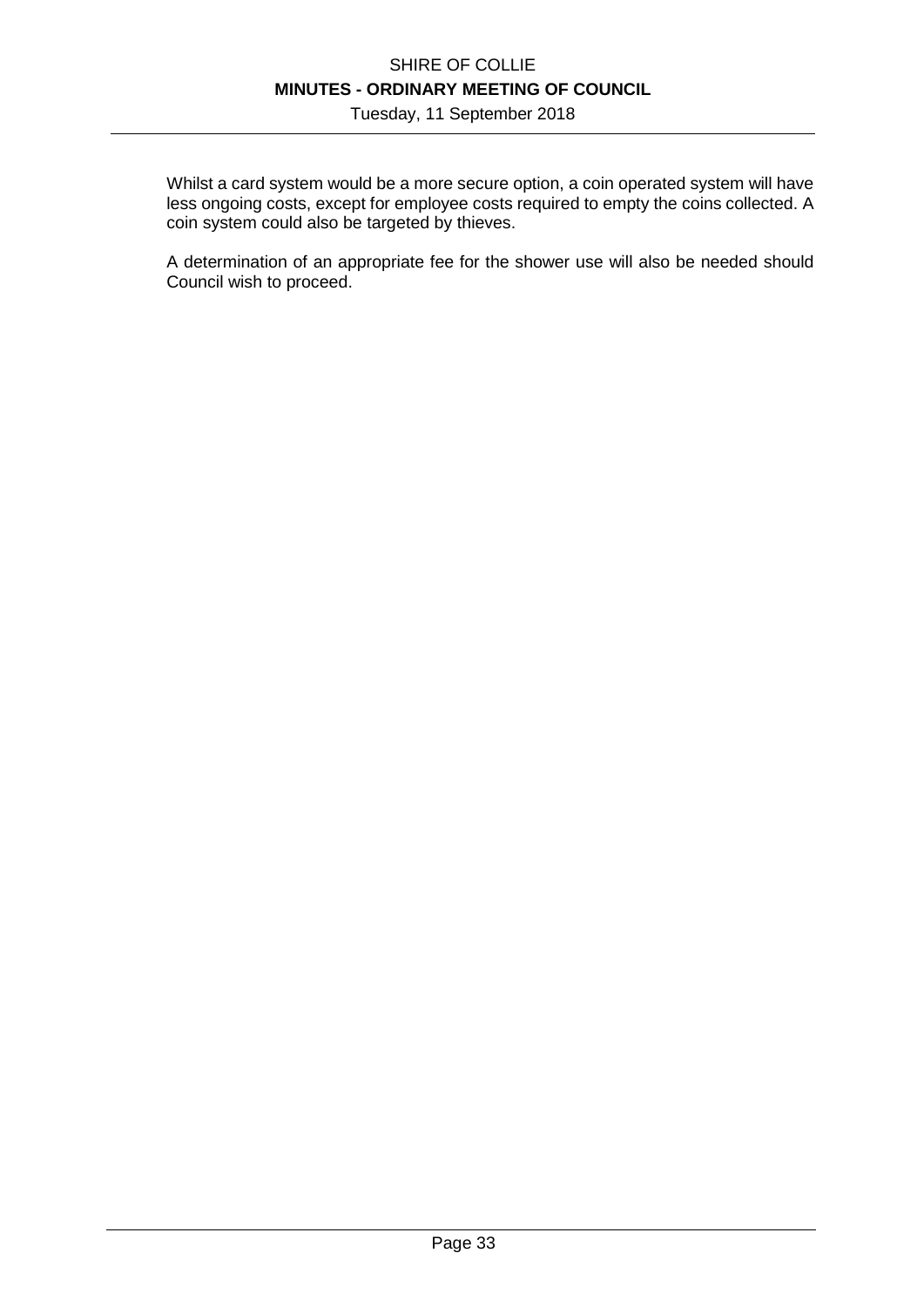Whilst a card system would be a more secure option, a coin operated system will have less ongoing costs, except for employee costs required to empty the coins collected. A coin system could also be targeted by thieves.

A determination of an appropriate fee for the shower use will also be needed should Council wish to proceed.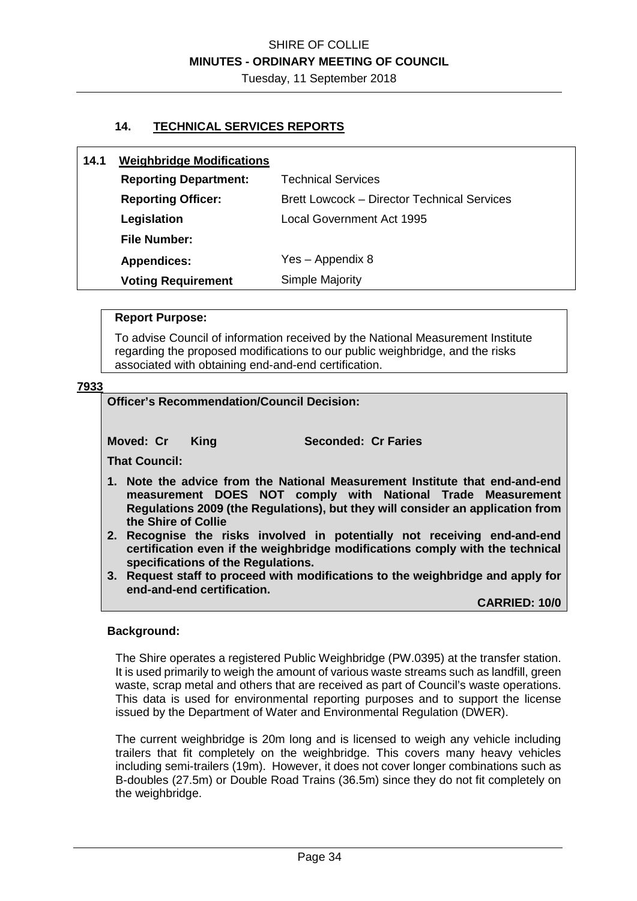## 14. TECHNICAL SERVICES REPORTS

| **14.1** | **Weighbridge Modifications** | |
|---|---|---|
| | **Reporting Department:** | Technical Services |
| | **Reporting Officer:** | Brett Lowcock – Director Technical Services |
| | **Legislation** | Local Government Act 1995 |
| | **File Number:** | |
| | **Appendices:** | Yes – Appendix 8 |
| | **Voting Requirement** | Simple Majority |

**Report Purpose:**

To advise Council of information received by the National Measurement Institute regarding the proposed modifications to our public weighbridge, and the risks associated with obtaining end-and-end certification.

**7933**

**Officer's Recommendation/Council Decision:**

**Moved: Cr King** **Seconded: Cr Faries**

**That Council:**

1. **Note the advice from the National Measurement Institute that end-and-end measurement DOES NOT comply with National Trade Measurement Regulations 2009 (the Regulations), but they will consider an application from the Shire of Collie**
2. **Recognise the risks involved in potentially not receiving end-and-end certification even if the weighbridge modifications comply with the technical specifications of the Regulations.**
3. **Request staff to proceed with modifications to the weighbridge and apply for end-and-end certification.**

**CARRIED: 10/0**

**Background:**

The Shire operates a registered Public Weighbridge (PW.0395) at the transfer station. It is used primarily to weigh the amount of various waste streams such as landfill, green waste, scrap metal and others that are received as part of Council's waste operations. This data is used for environmental reporting purposes and to support the license issued by the Department of Water and Environmental Regulation (DWER).

The current weighbridge is 20m long and is licensed to weigh any vehicle including trailers that fit completely on the weighbridge. This covers many heavy vehicles including semi-trailers (19m). However, it does not cover longer combinations such as B-doubles (27.5m) or Double Road Trains (36.5m) since they do not fit completely on the weighbridge.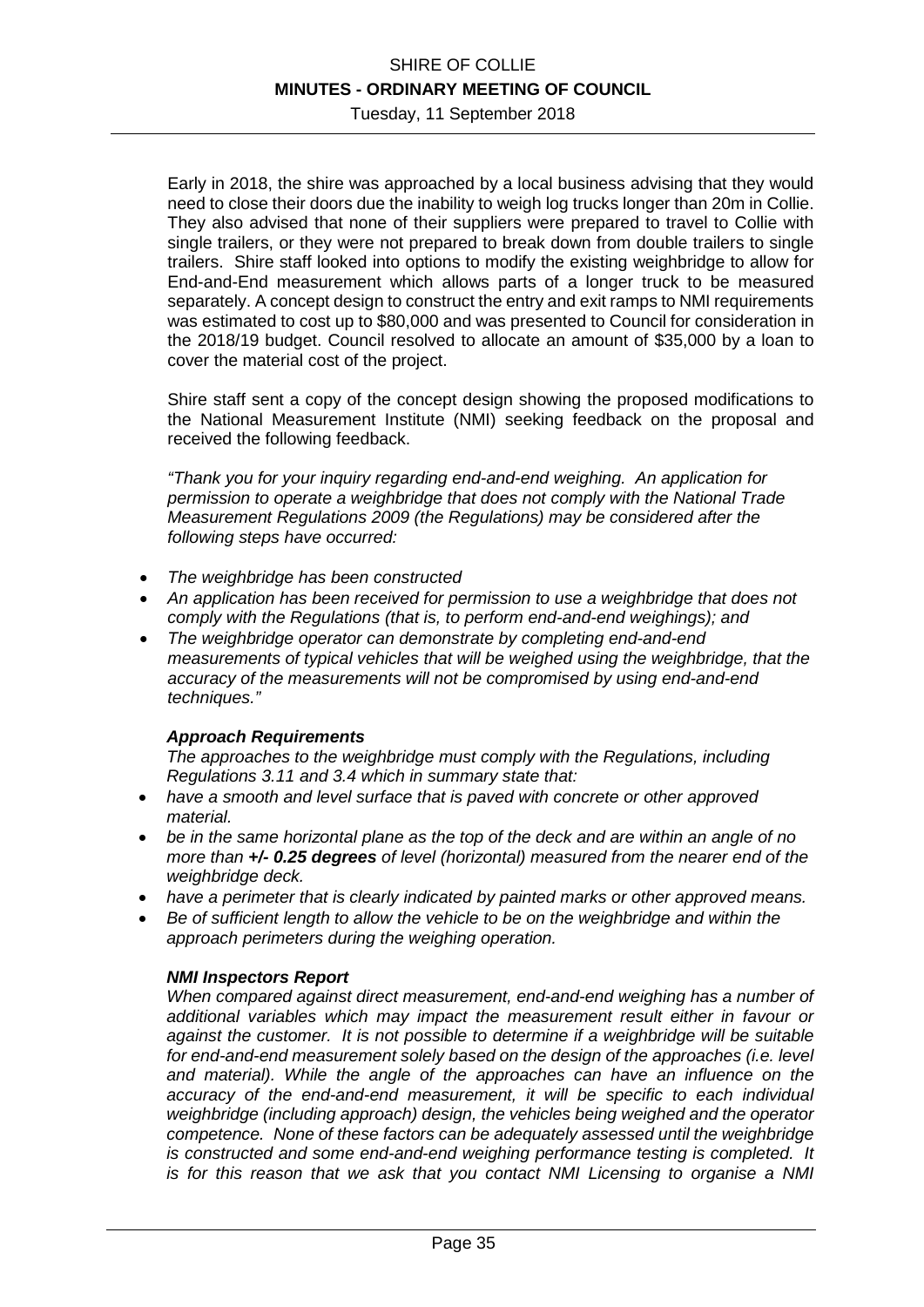Early in 2018, the shire was approached by a local business advising that they would need to close their doors due the inability to weigh log trucks longer than 20m in Collie. They also advised that none of their suppliers were prepared to travel to Collie with single trailers, or they were not prepared to break down from double trailers to single trailers. Shire staff looked into options to modify the existing weighbridge to allow for End-and-End measurement which allows parts of a longer truck to be measured separately. A concept design to construct the entry and exit ramps to NMI requirements was estimated to cost up to $80,000 and was presented to Council for consideration in the 2018/19 budget. Council resolved to allocate an amount of $35,000 by a loan to cover the material cost of the project.

Shire staff sent a copy of the concept design showing the proposed modifications to the National Measurement Institute (NMI) seeking feedback on the proposal and received the following feedback.

*"Thank you for your inquiry regarding end-and-end weighing. An application for permission to operate a weighbridge that does not comply with the National Trade Measurement Regulations 2009 (the Regulations) may be considered after the following steps have occurred:*

- *The weighbridge has been constructed*
- *An application has been received for permission to use a weighbridge that does not comply with the Regulations (that is, to perform end-and-end weighings); and*
- *The weighbridge operator can demonstrate by completing end-and-end measurements of typical vehicles that will be weighed using the weighbridge, that the accuracy of the measurements will not be compromised by using end-and-end techniques."*

***Approach Requirements***

*The approaches to the weighbridge must comply with the Regulations, including Regulations 3.11 and 3.4 which in summary state that:*

- *have a smooth and level surface that is paved with concrete or other approved material.*
- *be in the same horizontal plane as the top of the deck and are within an angle of no more than **+/- 0.25 degrees** of level (horizontal) measured from the nearer end of the weighbridge deck.*
- *have a perimeter that is clearly indicated by painted marks or other approved means.*
- *Be of sufficient length to allow the vehicle to be on the weighbridge and within the approach perimeters during the weighing operation.*

***NMI Inspectors Report***

*When compared against direct measurement, end-and-end weighing has a number of additional variables which may impact the measurement result either in favour or against the customer. It is not possible to determine if a weighbridge will be suitable for end-and-end measurement solely based on the design of the approaches (i.e. level and material). While the angle of the approaches can have an influence on the accuracy of the end-and-end measurement, it will be specific to each individual weighbridge (including approach) design, the vehicles being weighed and the operator competence. None of these factors can be adequately assessed until the weighbridge is constructed and some end-and-end weighing performance testing is completed. It is for this reason that we ask that you contact NMI Licensing to organise a NMI*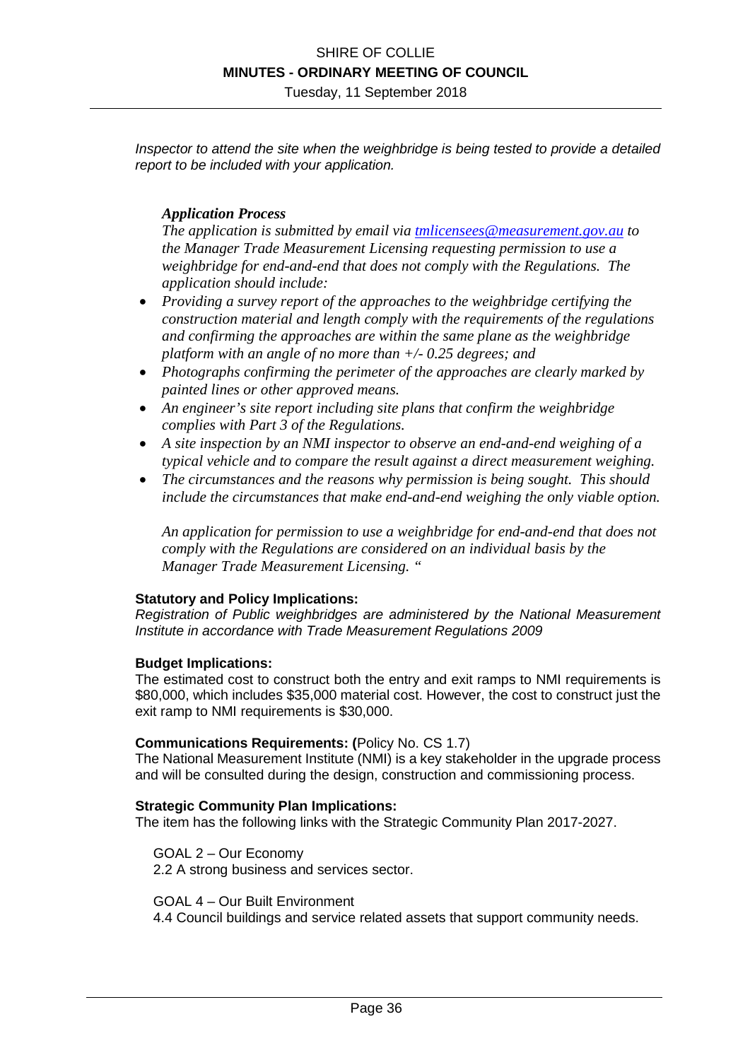*Inspector to attend the site when the weighbridge is being tested to provide a detailed report to be included with your application.*

***Application Process***

*The application is submitted by email via [tmlicensees@measurement.gov.au](mailto:tmlicensees@measurement.gov.au) to the Manager Trade Measurement Licensing requesting permission to use a weighbridge for end-and-end that does not comply with the Regulations. The application should include:*

- *Providing a survey report of the approaches to the weighbridge certifying the construction material and length comply with the requirements of the regulations and confirming the approaches are within the same plane as the weighbridge platform with an angle of no more than +/- 0.25 degrees; and*
- *Photographs confirming the perimeter of the approaches are clearly marked by painted lines or other approved means.*
- *An engineer's site report including site plans that confirm the weighbridge complies with Part 3 of the Regulations.*
- *A site inspection by an NMI inspector to observe an end-and-end weighing of a typical vehicle and to compare the result against a direct measurement weighing.*
- *The circumstances and the reasons why permission is being sought. This should include the circumstances that make end-and-end weighing the only viable option.*

*An application for permission to use a weighbridge for end-and-end that does not comply with the Regulations are considered on an individual basis by the Manager Trade Measurement Licensing. "*

**Statutory and Policy Implications:**

*Registration of Public weighbridges are administered by the National Measurement Institute in accordance with Trade Measurement Regulations 2009*

**Budget Implications:**

The estimated cost to construct both the entry and exit ramps to NMI requirements is $80,000, which includes $35,000 material cost. However, the cost to construct just the exit ramp to NMI requirements is $30,000.

**Communications Requirements: (**Policy No. CS 1.7)

The National Measurement Institute (NMI) is a key stakeholder in the upgrade process and will be consulted during the design, construction and commissioning process.

**Strategic Community Plan Implications:**

The item has the following links with the Strategic Community Plan 2017-2027.

GOAL 2 – Our Economy
2.2 A strong business and services sector.

GOAL 4 – Our Built Environment
4.4 Council buildings and service related assets that support community needs.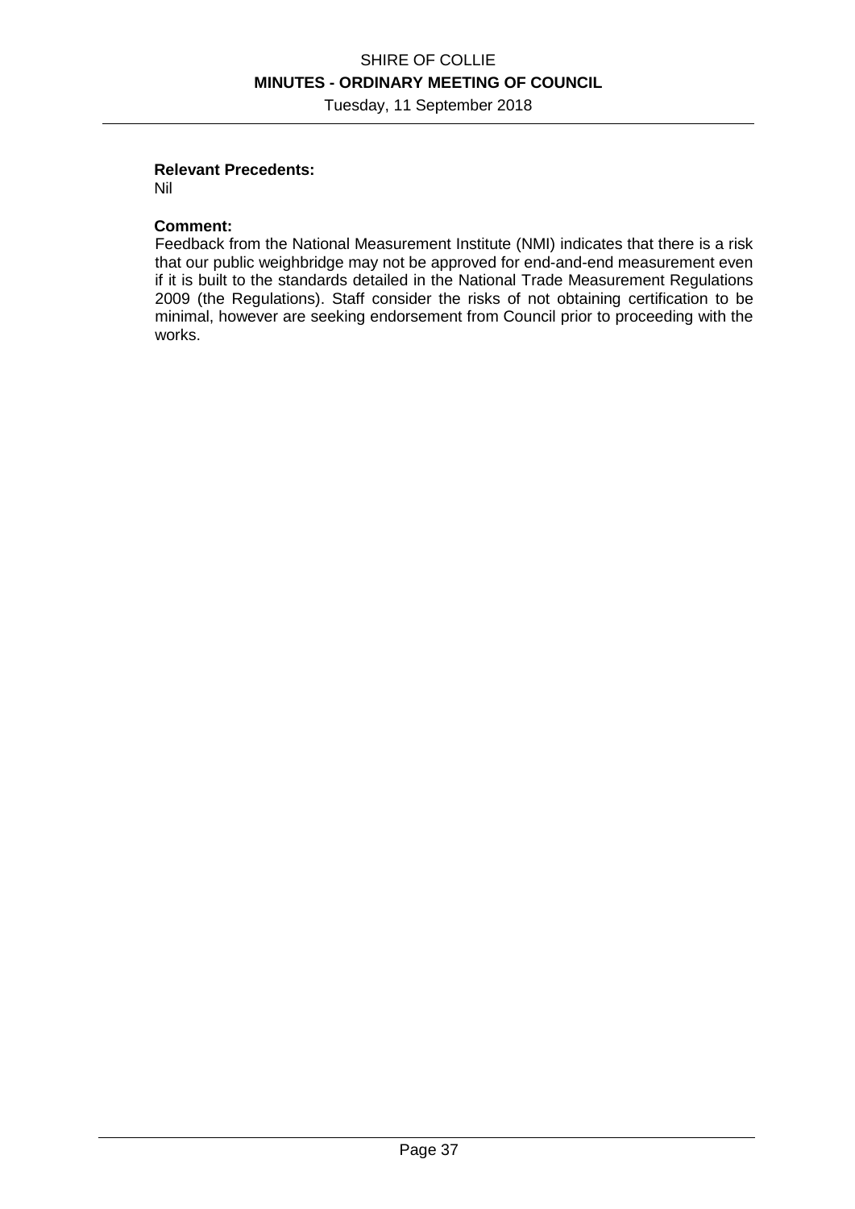**Relevant Precedents:**
Nil

**Comment:**
Feedback from the National Measurement Institute (NMI) indicates that there is a risk that our public weighbridge may not be approved for end-and-end measurement even if it is built to the standards detailed in the National Trade Measurement Regulations 2009 (the Regulations). Staff consider the risks of not obtaining certification to be minimal, however are seeking endorsement from Council prior to proceeding with the works.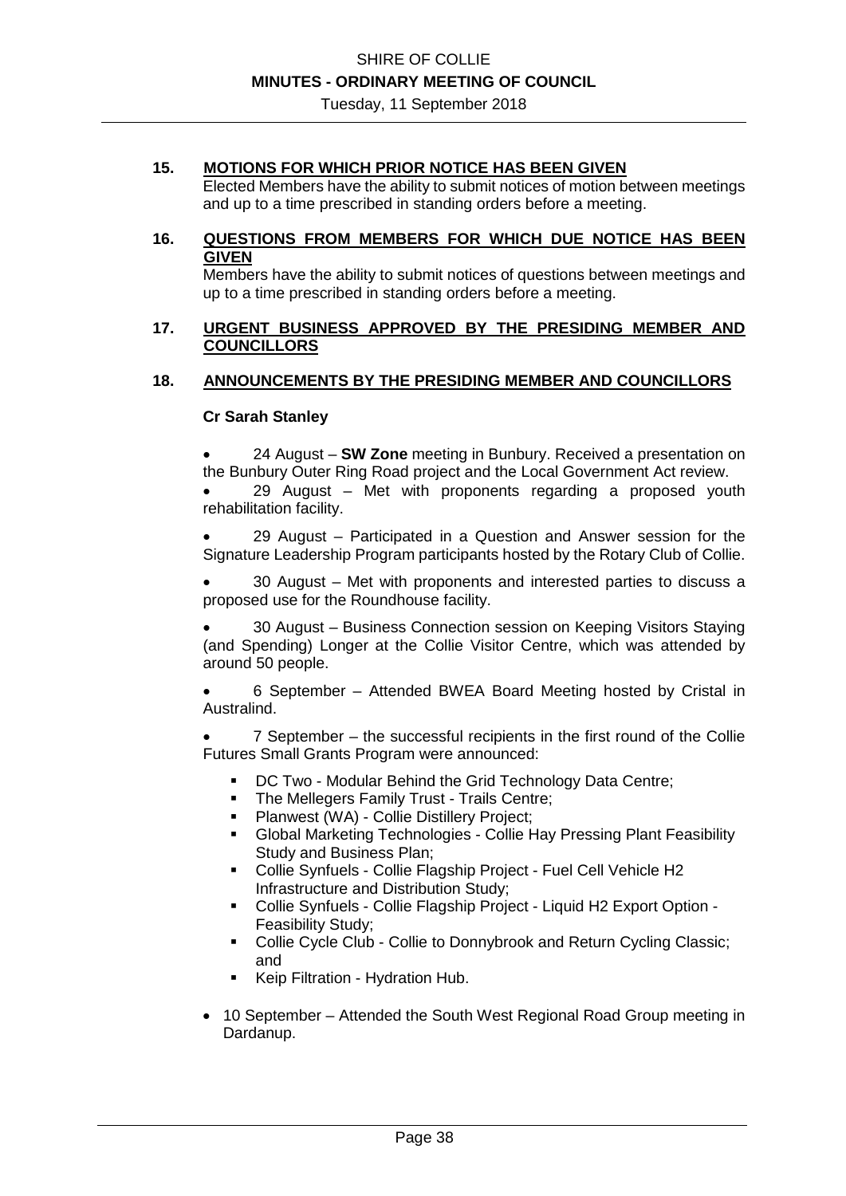## 15. MOTIONS FOR WHICH PRIOR NOTICE HAS BEEN GIVEN

Elected Members have the ability to submit notices of motion between meetings and up to a time prescribed in standing orders before a meeting.

## 16. QUESTIONS FROM MEMBERS FOR WHICH DUE NOTICE HAS BEEN GIVEN

Members have the ability to submit notices of questions between meetings and up to a time prescribed in standing orders before a meeting.

## 17. URGENT BUSINESS APPROVED BY THE PRESIDING MEMBER AND COUNCILLORS

## 18. ANNOUNCEMENTS BY THE PRESIDING MEMBER AND COUNCILLORS

**Cr Sarah Stanley**

- 24 August – **SW Zone** meeting in Bunbury. Received a presentation on the Bunbury Outer Ring Road project and the Local Government Act review.
- 29 August – Met with proponents regarding a proposed youth rehabilitation facility.
- 29 August – Participated in a Question and Answer session for the Signature Leadership Program participants hosted by the Rotary Club of Collie.
- 30 August – Met with proponents and interested parties to discuss a proposed use for the Roundhouse facility.
- 30 August – Business Connection session on Keeping Visitors Staying (and Spending) Longer at the Collie Visitor Centre, which was attended by around 50 people.
- 6 September – Attended BWEA Board Meeting hosted by Cristal in Australind.
- 7 September – the successful recipients in the first round of the Collie Futures Small Grants Program were announced:
  - DC Two - Modular Behind the Grid Technology Data Centre;
  - The Mellegers Family Trust - Trails Centre;
  - Planwest (WA) - Collie Distillery Project;
  - Global Marketing Technologies - Collie Hay Pressing Plant Feasibility Study and Business Plan;
  - Collie Synfuels - Collie Flagship Project - Fuel Cell Vehicle H2 Infrastructure and Distribution Study;
  - Collie Synfuels - Collie Flagship Project - Liquid H2 Export Option - Feasibility Study;
  - Collie Cycle Club - Collie to Donnybrook and Return Cycling Classic; and
  - Keip Filtration - Hydration Hub.
- 10 September – Attended the South West Regional Road Group meeting in Dardanup.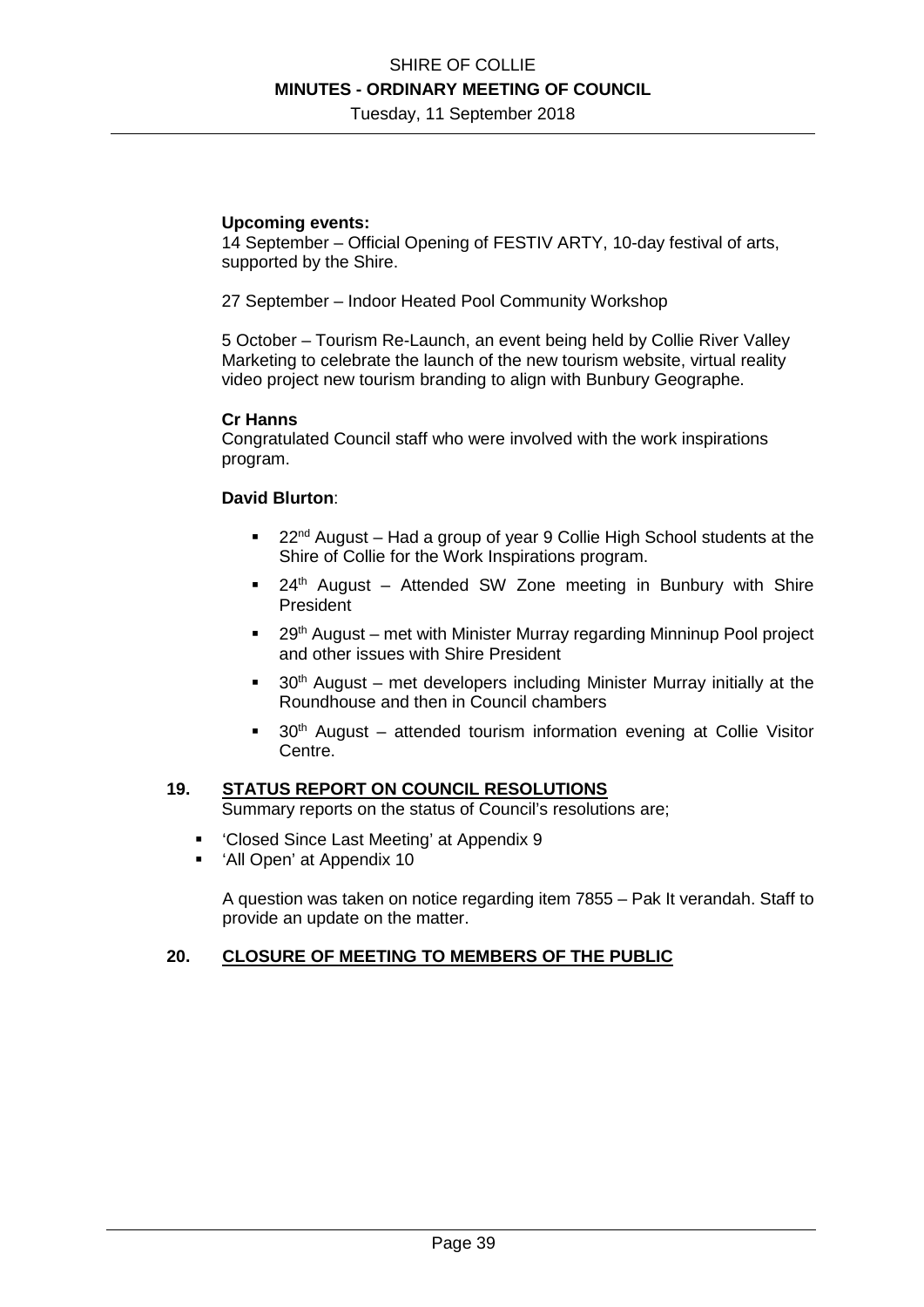**Upcoming events:**
14 September – Official Opening of FESTIV ARTY, 10-day festival of arts, supported by the Shire.

27 September – Indoor Heated Pool Community Workshop

5 October – Tourism Re-Launch, an event being held by Collie River Valley Marketing to celebrate the launch of the new tourism website, virtual reality video project new tourism branding to align with Bunbury Geographe.

**Cr Hanns**
Congratulated Council staff who were involved with the work inspirations program.

**David Blurton**:

- 22nd August – Had a group of year 9 Collie High School students at the Shire of Collie for the Work Inspirations program.
- 24th August – Attended SW Zone meeting in Bunbury with Shire President
- 29th August – met with Minister Murray regarding Minninup Pool project and other issues with Shire President
- 30th August – met developers including Minister Murray initially at the Roundhouse and then in Council chambers
- 30th August – attended tourism information evening at Collie Visitor Centre.

## 19. STATUS REPORT ON COUNCIL RESOLUTIONS

Summary reports on the status of Council's resolutions are;

- 'Closed Since Last Meeting' at Appendix 9
- 'All Open' at Appendix 10

A question was taken on notice regarding item 7855 – Pak It verandah. Staff to provide an update on the matter.

## 20. CLOSURE OF MEETING TO MEMBERS OF THE PUBLIC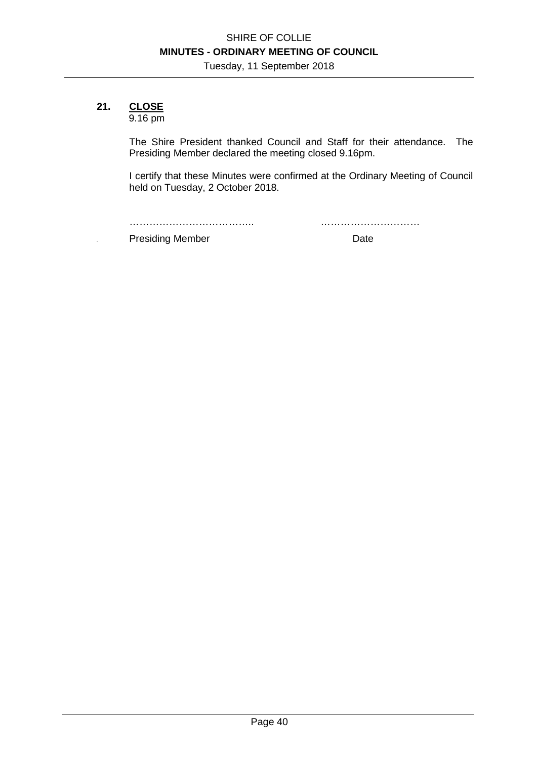## 21. CLOSE

9.16 pm

The Shire President thanked Council and Staff for their attendance. The Presiding Member declared the meeting closed 9.16pm.

I certify that these Minutes were confirmed at the Ordinary Meeting of Council held on Tuesday, 2 October 2018.

……………………………….. ……………………………

Presiding Member Date